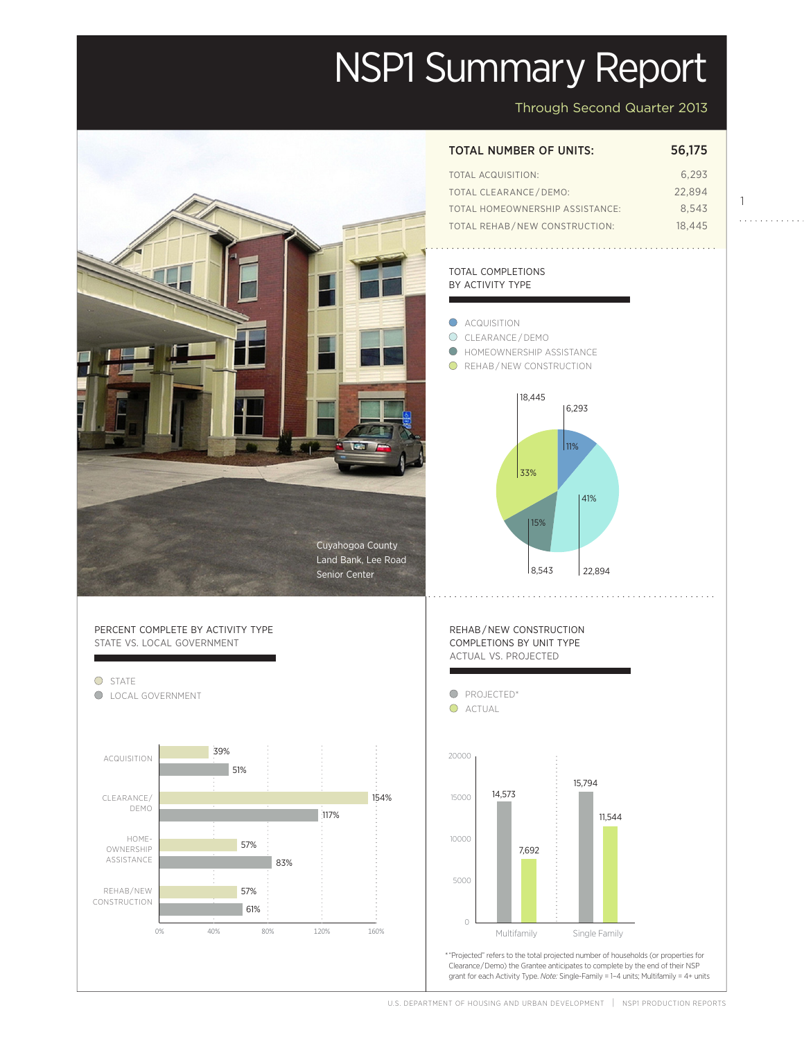# NSP1 Summary Report

Through Second Quarter 2013

| TOTAL NUMBER OF UNITS: | 56,175 |
|---|---|
| TOTAL ACQUISITION: | 6,293 |
| TOTAL CLEARANCE / DEMO: | 22,894 |
| TOTAL HOMEOWNERSHIP ASSISTANCE: | 8,543 |
| TOTAL REHAB / NEW CONSTRUCTION: | 18,445 |

Cuyahogoa County Land Bank, Lee Road Senior Center

## TOTAL COMPLETIONS BY ACTIVITY TYPE

| Activity | Units | Percent |
|---|---|---|
| ACQUISITION | 6,293 | 11% |
| CLEARANCE / DEMO | 22,894 | 41% |
| HOMEOWNERSHIP ASSISTANCE | 8,543 | 15% |
| REHAB / NEW CONSTRUCTION | 18,445 | 33% |

## PERCENT COMPLETE BY ACTIVITY TYPE STATE VS. LOCAL GOVERNMENT

| Activity | STATE | LOCAL GOVERNMENT |
|---|---|---|
| ACQUISITION | 39% | 51% |
| CLEARANCE/ DEMO | 154% | 117% |
| HOME-OWNERSHIP ASSISTANCE | 57% | 83% |
| REHAB/NEW CONSTRUCTION | 57% | 61% |

## REHAB / NEW CONSTRUCTION COMPLETIONS BY UNIT TYPE ACTUAL VS. PROJECTED

| Unit Type | PROJECTED* | ACTUAL |
|---|---|---|
| Multifamily | 14,573 | 7,692 |
| Single Family | 15,794 | 11,544 |

*"Projected" refers to the total projected number of households (or properties for Clearance/Demo) the Grantee anticipates to complete by the end of their NSP grant for each Activity Type. *Note:* Single-Family = 1–4 units; Multifamily = 4+ units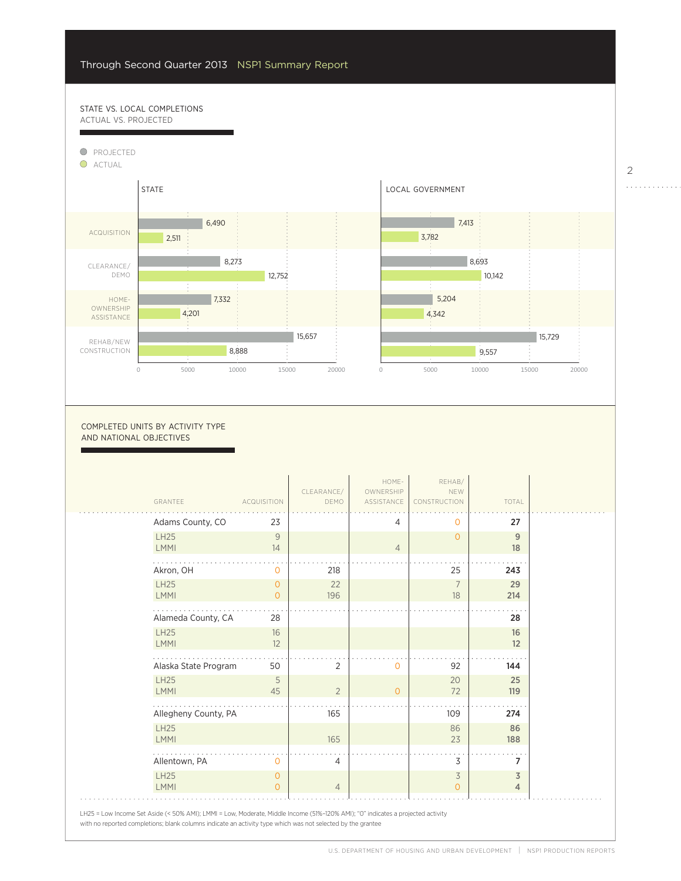## STATE VS. LOCAL COMPLETIONS
### ACTUAL VS. PROJECTED

| Activity | State – Projected | State – Actual | Local Government – Projected | Local Government – Actual |
|---|---|---|---|---|
| Acquisition | 6,490 | 2,511 | 7,413 | 3,782 |
| Clearance/Demo | 8,273 | 12,752 | 8,693 | 10,142 |
| Homeownership Assistance | 7,332 | 4,201 | 5,204 | 4,342 |
| Rehab/New Construction | 15,657 | 8,888 | 15,729 | 9,557 |

## COMPLETED UNITS BY ACTIVITY TYPE AND NATIONAL OBJECTIVES

| GRANTEE | ACQUISITION | CLEARANCE/ DEMO | HOME-OWNERSHIP ASSISTANCE | REHAB/ NEW CONSTRUCTION | TOTAL |
|---|---|---|---|---|---|
| **Adams County, CO** | 23 | | 4 | 0 | **27** |
| LH25 | 9 | | | 0 | **9** |
| LMMI | 14 | | 4 | | **18** |
| **Akron, OH** | 0 | 218 | | 25 | **243** |
| LH25 | 0 | 22 | | 7 | **29** |
| LMMI | 0 | 196 | | 18 | **214** |
| **Alameda County, CA** | 28 | | | | **28** |
| LH25 | 16 | | | | **16** |
| LMMI | 12 | | | | **12** |
| **Alaska State Program** | 50 | 2 | 0 | 92 | **144** |
| LH25 | 5 | | | 20 | **25** |
| LMMI | 45 | 2 | 0 | 72 | **119** |
| **Allegheny County, PA** | | 165 | | 109 | **274** |
| LH25 | | | | 86 | **86** |
| LMMI | | 165 | | 23 | **188** |
| **Allentown, PA** | 0 | 4 | | 3 | **7** |
| LH25 | 0 | | | 3 | **3** |
| LMMI | 0 | 4 | | 0 | **4** |

LH25 = Low Income Set Aside (< 50% AMI); LMMI = Low, Moderate, Middle Income (51%–120% AMI); "0" indicates a projected activity with no reported completions; blank columns indicate an activity type which was not selected by the grantee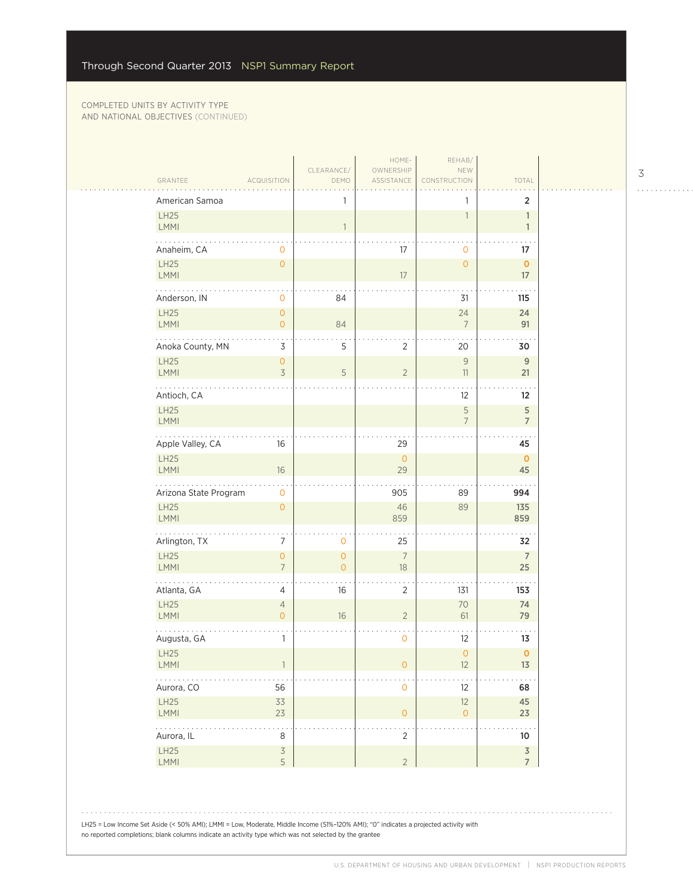Through Second Quarter 2013 NSP1 Summary Report

COMPLETED UNITS BY ACTIVITY TYPE AND NATIONAL OBJECTIVES (CONTINUED)

| GRANTEE | ACQUISITION | CLEARANCE/ DEMO | HOME-OWNERSHIP ASSISTANCE | REHAB/ NEW CONSTRUCTION | TOTAL |
|---|---|---|---|---|---|
| American Samoa | | 1 | | 1 | **2** |
| LH25 | | | | 1 | **1** |
| LMMI | | 1 | | | **1** |
| Anaheim, CA | 0 | | 17 | 0 | **17** |
| LH25 | 0 | | | 0 | **0** |
| LMMI | | | 17 | | **17** |
| Anderson, IN | 0 | 84 | | 31 | **115** |
| LH25 | 0 | | | 24 | **24** |
| LMMI | 0 | 84 | | 7 | **91** |
| Anoka County, MN | 3 | 5 | 2 | 20 | **30** |
| LH25 | 0 | | | 9 | **9** |
| LMMI | 3 | 5 | 2 | 11 | **21** |
| Antioch, CA | | | | 12 | **12** |
| LH25 | | | | 5 | **5** |
| LMMI | | | | 7 | **7** |
| Apple Valley, CA | 16 | | 29 | | **45** |
| LH25 | | | 0 | | **0** |
| LMMI | 16 | | 29 | | **45** |
| Arizona State Program | 0 | | 905 | 89 | **994** |
| LH25 | 0 | | 46 | 89 | **135** |
| LMMI | | | 859 | | **859** |
| Arlington, TX | 7 | 0 | 25 | | **32** |
| LH25 | 0 | 0 | 7 | | **7** |
| LMMI | 7 | 0 | 18 | | **25** |
| Atlanta, GA | 4 | 16 | 2 | 131 | **153** |
| LH25 | 4 | | | 70 | **74** |
| LMMI | 0 | 16 | 2 | 61 | **79** |
| Augusta, GA | 1 | | 0 | 12 | **13** |
| LH25 | | | | 0 | **0** |
| LMMI | 1 | | 0 | 12 | **13** |
| Aurora, CO | 56 | | 0 | 12 | **68** |
| LH25 | 33 | | | 12 | **45** |
| LMMI | 23 | | 0 | 0 | **23** |
| Aurora, IL | 8 | | 2 | | **10** |
| LH25 | 3 | | | | **3** |
| LMMI | 5 | | 2 | | **7** |

LH25 = Low Income Set Aside (< 50% AMI); LMMI = Low, Moderate, Middle Income (51%–120% AMI); "0" indicates a projected activity with no reported completions; blank columns indicate an activity type which was not selected by the grantee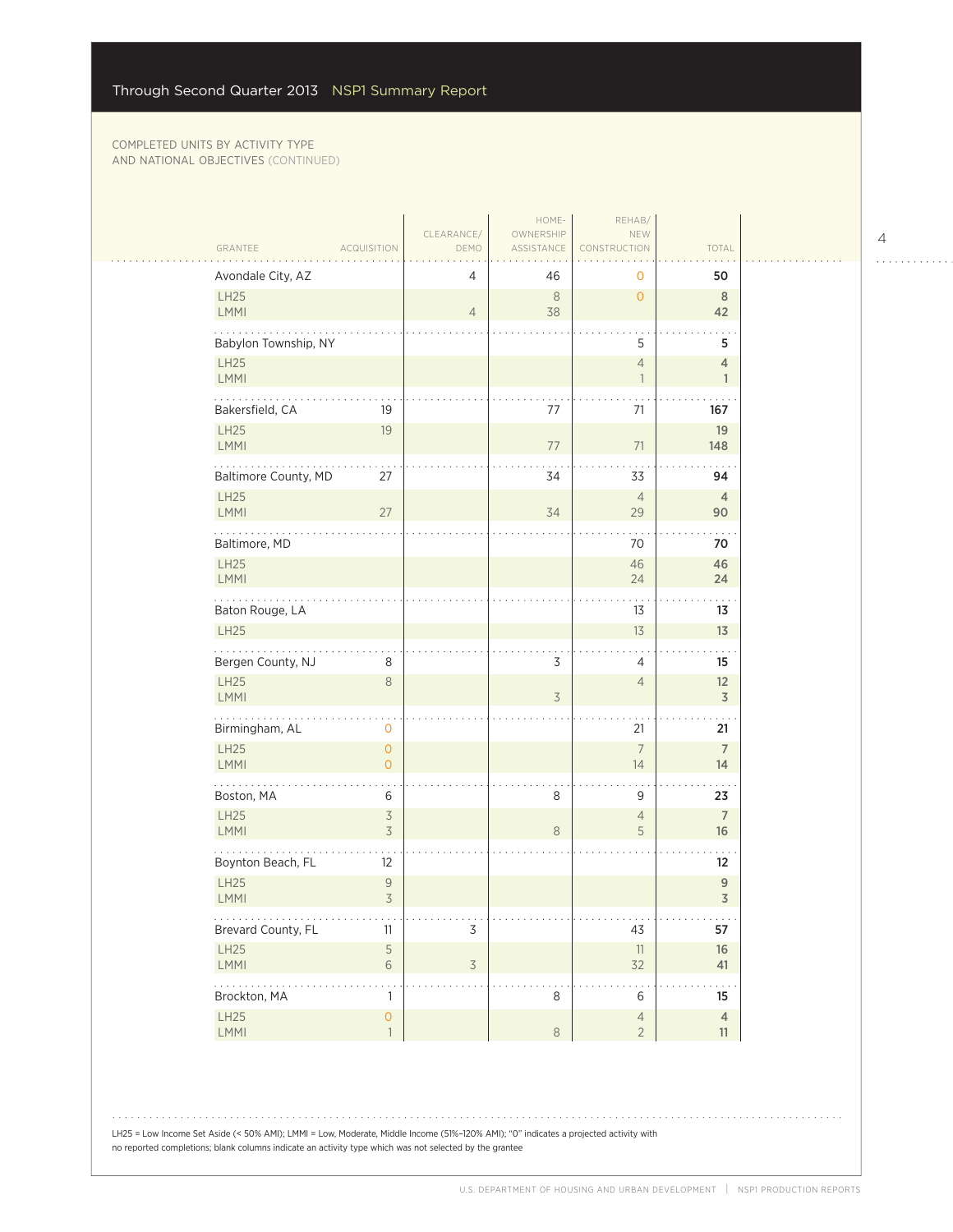COMPLETED UNITS BY ACTIVITY TYPE AND NATIONAL OBJECTIVES (CONTINUED)

| GRANTEE | ACQUISITION | CLEARANCE/ DEMO | HOME-OWNERSHIP ASSISTANCE | REHAB/ NEW CONSTRUCTION | TOTAL |
|---|---|---|---|---|---|
| Avondale City, AZ | | 4 | 46 | 0 | **50** |
| LH25 | | | 8 | 0 | 8 |
| LMMI | | 4 | 38 | | 42 |
| Babylon Township, NY | | | | 5 | **5** |
| LH25 | | | | 4 | 4 |
| LMMI | | | | 1 | 1 |
| Bakersfield, CA | 19 | | 77 | 71 | **167** |
| LH25 | 19 | | | | 19 |
| LMMI | | | 77 | 71 | 148 |
| Baltimore County, MD | 27 | | 34 | 33 | **94** |
| LH25 | | | | 4 | 4 |
| LMMI | 27 | | 34 | 29 | 90 |
| Baltimore, MD | | | | 70 | **70** |
| LH25 | | | | 46 | 46 |
| LMMI | | | | 24 | 24 |
| Baton Rouge, LA | | | | 13 | **13** |
| LH25 | | | | 13 | 13 |
| Bergen County, NJ | 8 | | 3 | 4 | **15** |
| LH25 | 8 | | | 4 | 12 |
| LMMI | | | 3 | | 3 |
| Birmingham, AL | 0 | | | 21 | **21** |
| LH25 | 0 | | | 7 | 7 |
| LMMI | 0 | | | 14 | 14 |
| Boston, MA | 6 | | 8 | 9 | **23** |
| LH25 | 3 | | | 4 | 7 |
| LMMI | 3 | | 8 | 5 | 16 |
| Boynton Beach, FL | 12 | | | | **12** |
| LH25 | 9 | | | | 9 |
| LMMI | 3 | | | | 3 |
| Brevard County, FL | 11 | 3 | | 43 | **57** |
| LH25 | 5 | | | 11 | 16 |
| LMMI | 6 | 3 | | 32 | 41 |
| Brockton, MA | 1 | | 8 | 6 | **15** |
| LH25 | 0 | | | 4 | 4 |
| LMMI | 1 | | 8 | 2 | 11 |

LH25 = Low Income Set Aside (< 50% AMI); LMMI = Low, Moderate, Middle Income (51%–120% AMI); "0" indicates a projected activity with no reported completions; blank columns indicate an activity type which was not selected by the grantee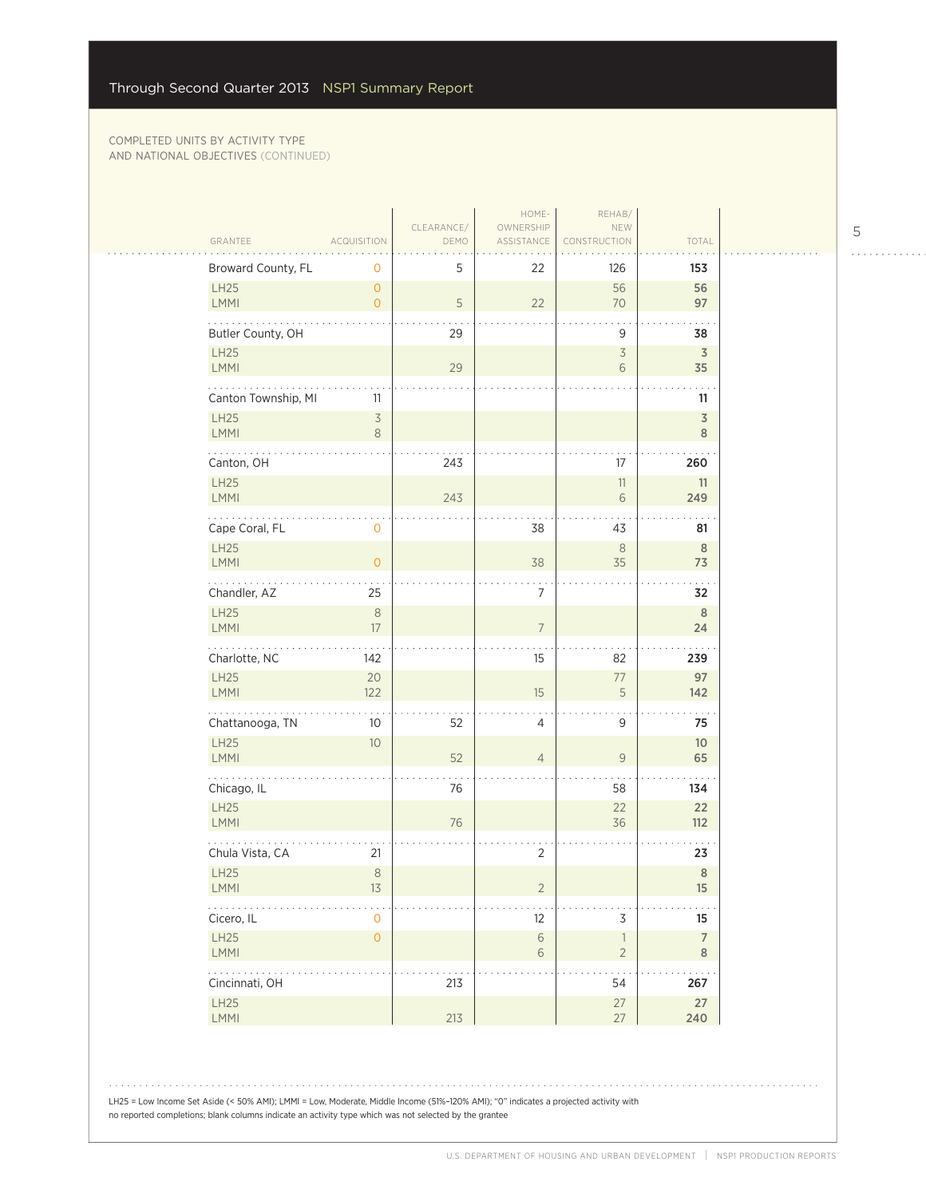COMPLETED UNITS BY ACTIVITY TYPE AND NATIONAL OBJECTIVES (CONTINUED)

| GRANTEE | ACQUISITION | CLEARANCE/ DEMO | HOME-OWNERSHIP ASSISTANCE | REHAB/ NEW CONSTRUCTION | TOTAL |
|---|---|---|---|---|---|
| Broward County, FL | 0 | 5 | 22 | 126 | **153** |
| LH25 | 0 | | | 56 | **56** |
| LMMI | 0 | 5 | 22 | 70 | **97** |
| Butler County, OH | | 29 | | 9 | **38** |
| LH25 | | | | 3 | **3** |
| LMMI | | 29 | | 6 | **35** |
| Canton Township, MI | 11 | | | | **11** |
| LH25 | 3 | | | | **3** |
| LMMI | 8 | | | | **8** |
| Canton, OH | | 243 | | 17 | **260** |
| LH25 | | | | 11 | **11** |
| LMMI | | 243 | | 6 | **249** |
| Cape Coral, FL | 0 | | 38 | 43 | **81** |
| LH25 | | | | 8 | **8** |
| LMMI | 0 | | 38 | 35 | **73** |
| Chandler, AZ | 25 | | 7 | | **32** |
| LH25 | 8 | | | | **8** |
| LMMI | 17 | | 7 | | **24** |
| Charlotte, NC | 142 | | 15 | 82 | **239** |
| LH25 | 20 | | | 77 | **97** |
| LMMI | 122 | | 15 | 5 | **142** |
| Chattanooga, TN | 10 | 52 | 4 | 9 | **75** |
| LH25 | 10 | | | | **10** |
| LMMI | | 52 | 4 | 9 | **65** |
| Chicago, IL | | 76 | | 58 | **134** |
| LH25 | | | | 22 | **22** |
| LMMI | | 76 | | 36 | **112** |
| Chula Vista, CA | 21 | | 2 | | **23** |
| LH25 | 8 | | | | **8** |
| LMMI | 13 | | 2 | | **15** |
| Cicero, IL | 0 | | 12 | 3 | **15** |
| LH25 | 0 | | 6 | 1 | **7** |
| LMMI | | | 6 | 2 | **8** |
| Cincinnati, OH | | 213 | | 54 | **267** |
| LH25 | | | | 27 | **27** |
| LMMI | | 213 | | 27 | **240** |

LH25 = Low Income Set Aside (< 50% AMI); LMMI = Low, Moderate, Middle Income (51%–120% AMI); "0" indicates a projected activity with no reported completions; blank columns indicate an activity type which was not selected by the grantee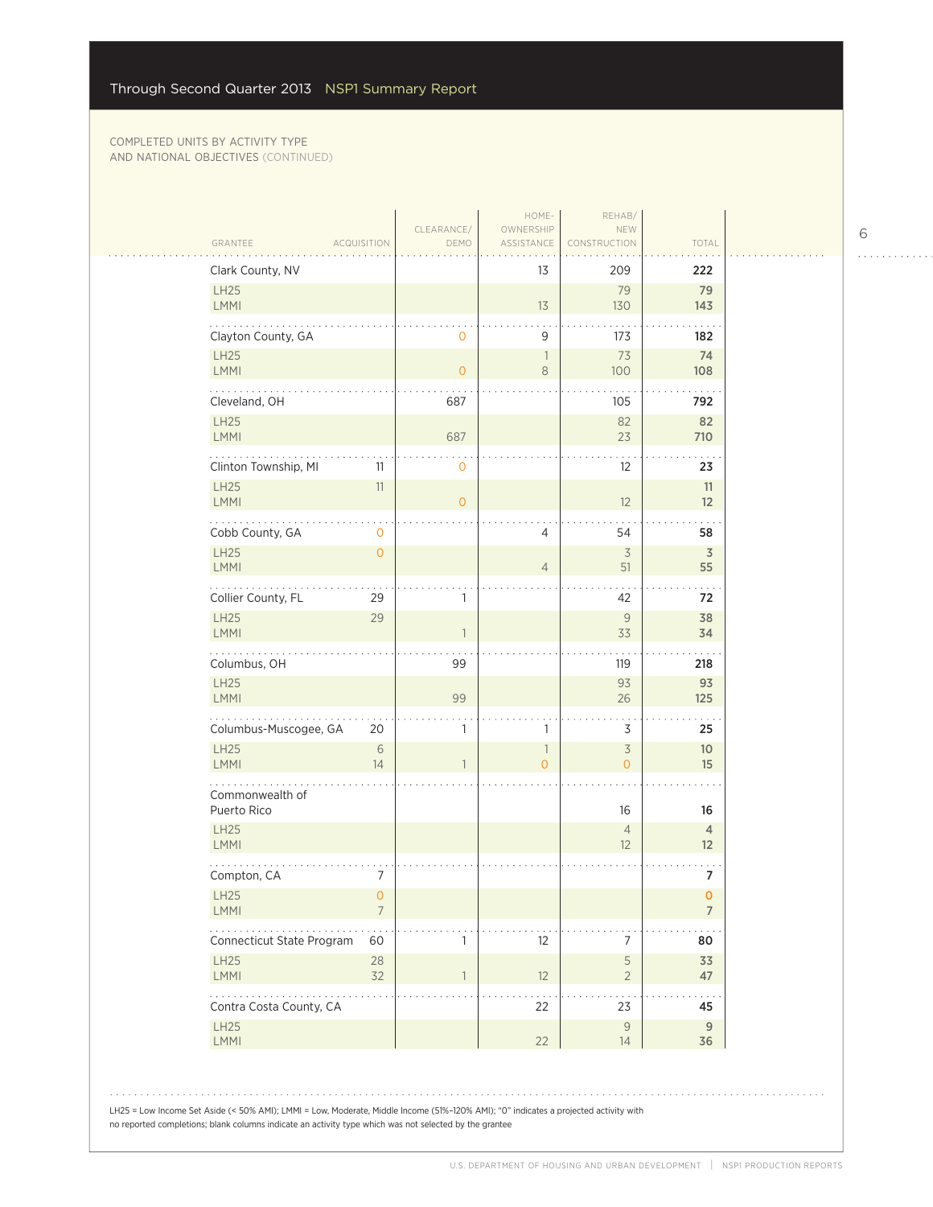COMPLETED UNITS BY ACTIVITY TYPE AND NATIONAL OBJECTIVES (CONTINUED)

| GRANTEE | ACQUISITION | CLEARANCE/ DEMO | HOME-OWNERSHIP ASSISTANCE | REHAB/ NEW CONSTRUCTION | TOTAL |
|---|---|---|---|---|---|
| **Clark County, NV** | | | 13 | 209 | **222** |
| LH25 | | | | 79 | 79 |
| LMMI | | | 13 | 130 | 143 |
| **Clayton County, GA** | | 0 | 9 | 173 | **182** |
| LH25 | | | 1 | 73 | 74 |
| LMMI | | 0 | 8 | 100 | 108 |
| **Cleveland, OH** | | 687 | | 105 | **792** |
| LH25 | | | | 82 | 82 |
| LMMI | | 687 | | 23 | 710 |
| **Clinton Township, MI** | 11 | 0 | | 12 | **23** |
| LH25 | 11 | | | | 11 |
| LMMI | | 0 | | 12 | 12 |
| **Cobb County, GA** | 0 | | 4 | 54 | **58** |
| LH25 | 0 | | | 3 | 3 |
| LMMI | | | 4 | 51 | 55 |
| **Collier County, FL** | 29 | 1 | | 42 | **72** |
| LH25 | 29 | | | 9 | 38 |
| LMMI | | 1 | | 33 | 34 |
| **Columbus, OH** | | 99 | | 119 | **218** |
| LH25 | | | | 93 | 93 |
| LMMI | | 99 | | 26 | 125 |
| **Columbus-Muscogee, GA** | 20 | 1 | 1 | 3 | **25** |
| LH25 | 6 | | 1 | 3 | 10 |
| LMMI | 14 | 1 | 0 | 0 | 15 |
| **Commonwealth of Puerto Rico** | | | | 16 | **16** |
| LH25 | | | | 4 | 4 |
| LMMI | | | | 12 | 12 |
| **Compton, CA** | 7 | | | | **7** |
| LH25 | 0 | | | | 0 |
| LMMI | 7 | | | | 7 |
| **Connecticut State Program** | 60 | 1 | 12 | 7 | **80** |
| LH25 | 28 | | | 5 | 33 |
| LMMI | 32 | 1 | 12 | 2 | 47 |
| **Contra Costa County, CA** | | | 22 | 23 | **45** |
| LH25 | | | | 9 | 9 |
| LMMI | | | 22 | 14 | 36 |

LH25 = Low Income Set Aside (< 50% AMI); LMMI = Low, Moderate, Middle Income (51%–120% AMI); "0" indicates a projected activity with no reported completions; blank columns indicate an activity type which was not selected by the grantee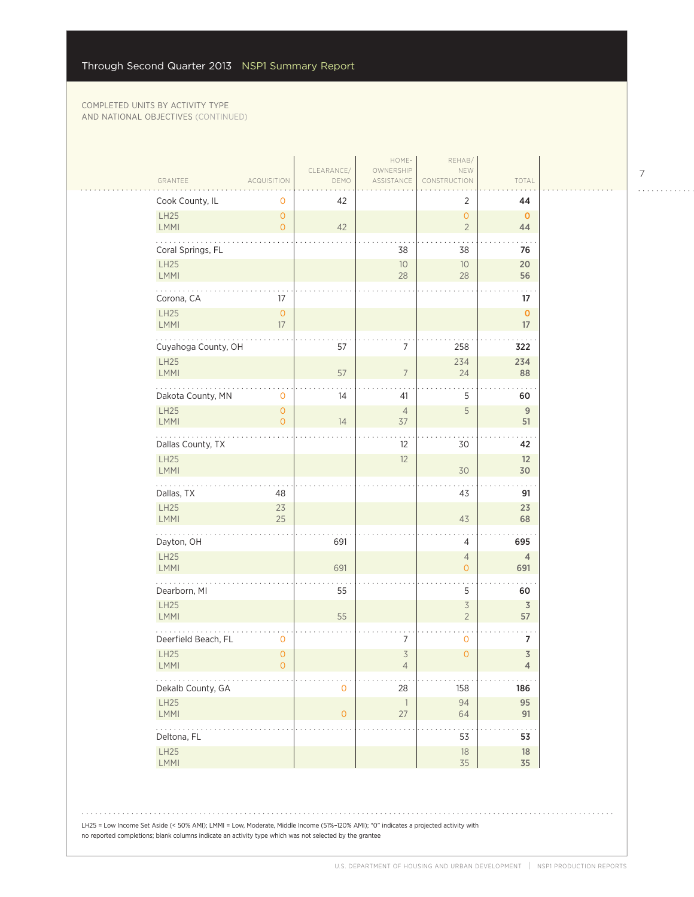COMPLETED UNITS BY ACTIVITY TYPE AND NATIONAL OBJECTIVES (CONTINUED)

| GRANTEE | ACQUISITION | CLEARANCE/ DEMO | HOME-OWNERSHIP ASSISTANCE | REHAB/ NEW CONSTRUCTION | TOTAL |
|---|---|---|---|---|---|
| Cook County, IL | 0 | 42 | | 2 | **44** |
| LH25 | 0 | | | 0 | **0** |
| LMMI | 0 | 42 | | 2 | **44** |
| Coral Springs, FL | | | 38 | 38 | **76** |
| LH25 | | | 10 | 10 | **20** |
| LMMI | | | 28 | 28 | **56** |
| Corona, CA | 17 | | | | **17** |
| LH25 | 0 | | | | **0** |
| LMMI | 17 | | | | **17** |
| Cuyahoga County, OH | | 57 | 7 | 258 | **322** |
| LH25 | | | | 234 | **234** |
| LMMI | | 57 | 7 | 24 | **88** |
| Dakota County, MN | 0 | 14 | 41 | 5 | **60** |
| LH25 | 0 | | 4 | 5 | **9** |
| LMMI | 0 | 14 | 37 | | **51** |
| Dallas County, TX | | | 12 | 30 | **42** |
| LH25 | | | 12 | | **12** |
| LMMI | | | | 30 | **30** |
| Dallas, TX | 48 | | | 43 | **91** |
| LH25 | 23 | | | | **23** |
| LMMI | 25 | | | 43 | **68** |
| Dayton, OH | | 691 | | 4 | **695** |
| LH25 | | | | 4 | **4** |
| LMMI | | 691 | | 0 | **691** |
| Dearborn, MI | | 55 | | 5 | **60** |
| LH25 | | | | 3 | **3** |
| LMMI | | 55 | | 2 | **57** |
| Deerfield Beach, FL | 0 | | 7 | 0 | **7** |
| LH25 | 0 | | 3 | 0 | **3** |
| LMMI | 0 | | 4 | | **4** |
| Dekalb County, GA | | 0 | 28 | 158 | **186** |
| LH25 | | | 1 | 94 | **95** |
| LMMI | | 0 | 27 | 64 | **91** |
| Deltona, FL | | | | 53 | **53** |
| LH25 | | | | 18 | **18** |
| LMMI | | | | 35 | **35** |

LH25 = Low Income Set Aside (< 50% AMI); LMMI = Low, Moderate, Middle Income (51%–120% AMI); "0" indicates a projected activity with no reported completions; blank columns indicate an activity type which was not selected by the grantee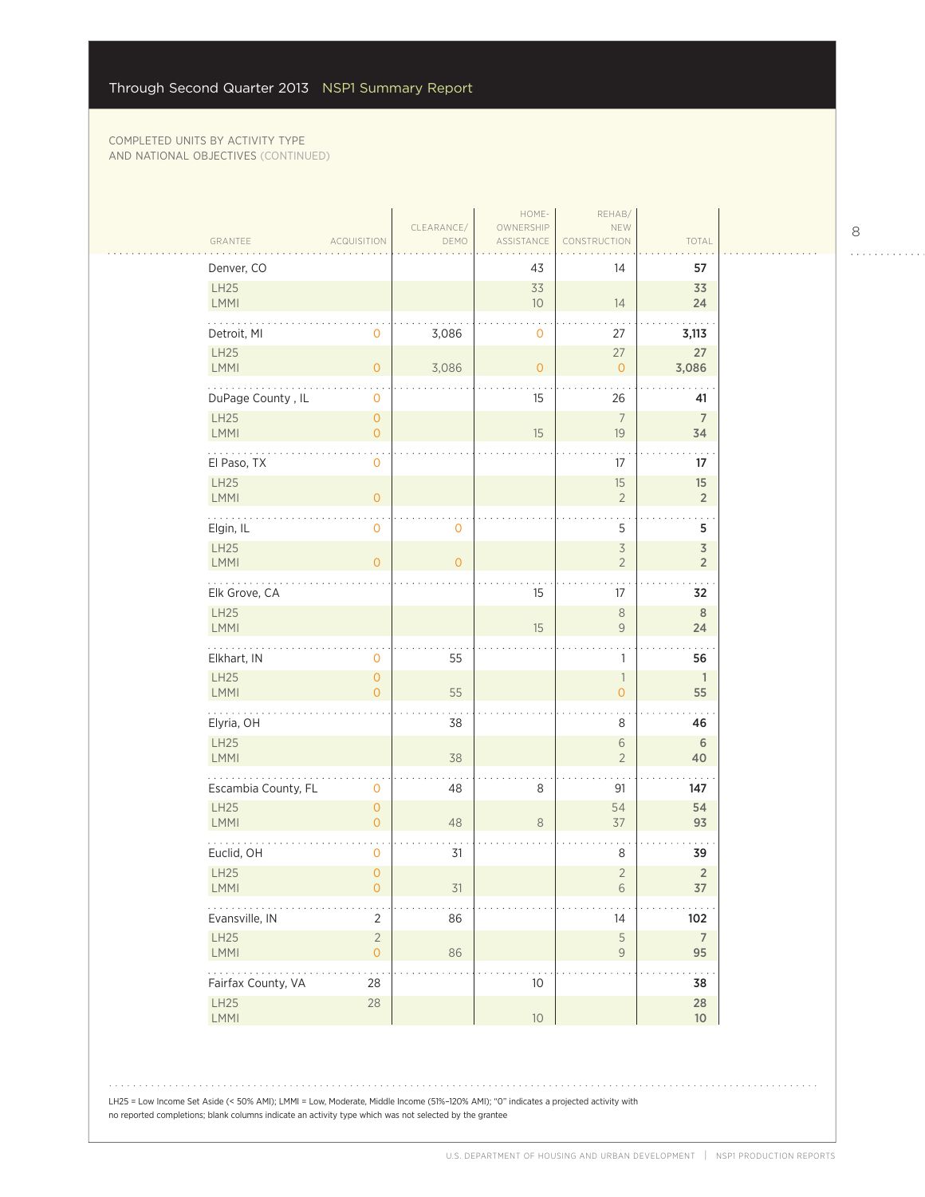COMPLETED UNITS BY ACTIVITY TYPE AND NATIONAL OBJECTIVES (CONTINUED)

| GRANTEE | ACQUISITION | CLEARANCE/ DEMO | HOME-OWNERSHIP ASSISTANCE | REHAB/ NEW CONSTRUCTION | TOTAL |
|---|---|---|---|---|---|
| Denver, CO | | | 43 | 14 | **57** |
| LH25 | | | 33 | | **33** |
| LMMI | | | 10 | 14 | **24** |
| Detroit, MI | 0 | 3,086 | 0 | 27 | **3,113** |
| LH25 | | | | 27 | **27** |
| LMMI | 0 | 3,086 | 0 | 0 | **3,086** |
| DuPage County , IL | 0 | | 15 | 26 | **41** |
| LH25 | 0 | | | 7 | **7** |
| LMMI | 0 | | 15 | 19 | **34** |
| El Paso, TX | 0 | | | 17 | **17** |
| LH25 | | | | 15 | **15** |
| LMMI | 0 | | | 2 | **2** |
| Elgin, IL | 0 | 0 | | 5 | **5** |
| LH25 | | | | 3 | **3** |
| LMMI | 0 | 0 | | 2 | **2** |
| Elk Grove, CA | | | 15 | 17 | **32** |
| LH25 | | | | 8 | **8** |
| LMMI | | | 15 | 9 | **24** |
| Elkhart, IN | 0 | 55 | | 1 | **56** |
| LH25 | 0 | | | 1 | **1** |
| LMMI | 0 | 55 | | 0 | **55** |
| Elyria, OH | | 38 | | 8 | **46** |
| LH25 | | | | 6 | **6** |
| LMMI | | 38 | | 2 | **40** |
| Escambia County, FL | 0 | 48 | 8 | 91 | **147** |
| LH25 | 0 | | | 54 | **54** |
| LMMI | 0 | 48 | 8 | 37 | **93** |
| Euclid, OH | 0 | 31 | | 8 | **39** |
| LH25 | 0 | | | 2 | **2** |
| LMMI | 0 | 31 | | 6 | **37** |
| Evansville, IN | 2 | 86 | | 14 | **102** |
| LH25 | 2 | | | 5 | **7** |
| LMMI | 0 | 86 | | 9 | **95** |
| Fairfax County, VA | 28 | | 10 | | **38** |
| LH25 | 28 | | | | **28** |
| LMMI | | | 10 | | **10** |

LH25 = Low Income Set Aside (< 50% AMI); LMMI = Low, Moderate, Middle Income (51%–120% AMI); "0" indicates a projected activity with no reported completions; blank columns indicate an activity type which was not selected by the grantee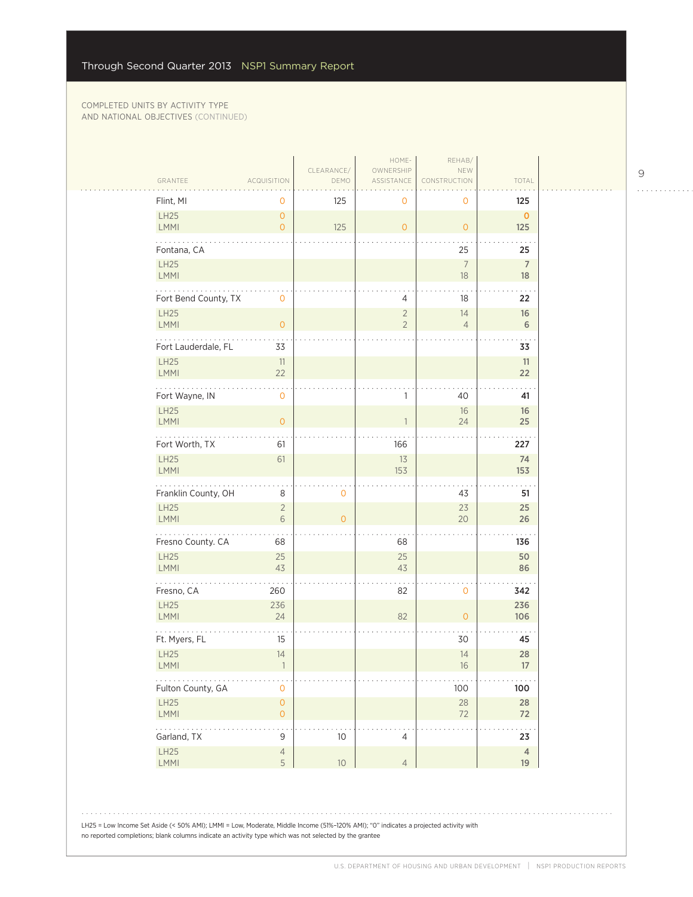COMPLETED UNITS BY ACTIVITY TYPE AND NATIONAL OBJECTIVES (CONTINUED)

| GRANTEE | ACQUISITION | CLEARANCE/ DEMO | HOME-OWNERSHIP ASSISTANCE | REHAB/ NEW CONSTRUCTION | TOTAL |
|---|---|---|---|---|---|
| Flint, MI | 0 | 125 | 0 | 0 | 125 |
| LH25 | 0 | | | | 0 |
| LMMI | 0 | 125 | 0 | 0 | 125 |
| Fontana, CA | | | | 25 | 25 |
| LH25 | | | | 7 | 7 |
| LMMI | | | | 18 | 18 |
| Fort Bend County, TX | 0 | | 4 | 18 | 22 |
| LH25 | | | 2 | 14 | 16 |
| LMMI | 0 | | 2 | 4 | 6 |
| Fort Lauderdale, FL | 33 | | | | 33 |
| LH25 | 11 | | | | 11 |
| LMMI | 22 | | | | 22 |
| Fort Wayne, IN | 0 | | 1 | 40 | 41 |
| LH25 | | | | 16 | 16 |
| LMMI | 0 | | 1 | 24 | 25 |
| Fort Worth, TX | 61 | | 166 | | 227 |
| LH25 | 61 | | 13 | | 74 |
| LMMI | | | 153 | | 153 |
| Franklin County, OH | 8 | 0 | | 43 | 51 |
| LH25 | 2 | | | 23 | 25 |
| LMMI | 6 | 0 | | 20 | 26 |
| Fresno County. CA | 68 | | 68 | | 136 |
| LH25 | 25 | | 25 | | 50 |
| LMMI | 43 | | 43 | | 86 |
| Fresno, CA | 260 | | 82 | 0 | 342 |
| LH25 | 236 | | | | 236 |
| LMMI | 24 | | 82 | 0 | 106 |
| Ft. Myers, FL | 15 | | | 30 | 45 |
| LH25 | 14 | | | 14 | 28 |
| LMMI | 1 | | | 16 | 17 |
| Fulton County, GA | 0 | | | 100 | 100 |
| LH25 | 0 | | | 28 | 28 |
| LMMI | 0 | | | 72 | 72 |
| Garland, TX | 9 | 10 | 4 | | 23 |
| LH25 | 4 | | | | 4 |
| LMMI | 5 | 10 | 4 | | 19 |

LH25 = Low Income Set Aside (< 50% AMI); LMMI = Low, Moderate, Middle Income (51%–120% AMI); "0" indicates a projected activity with no reported completions; blank columns indicate an activity type which was not selected by the grantee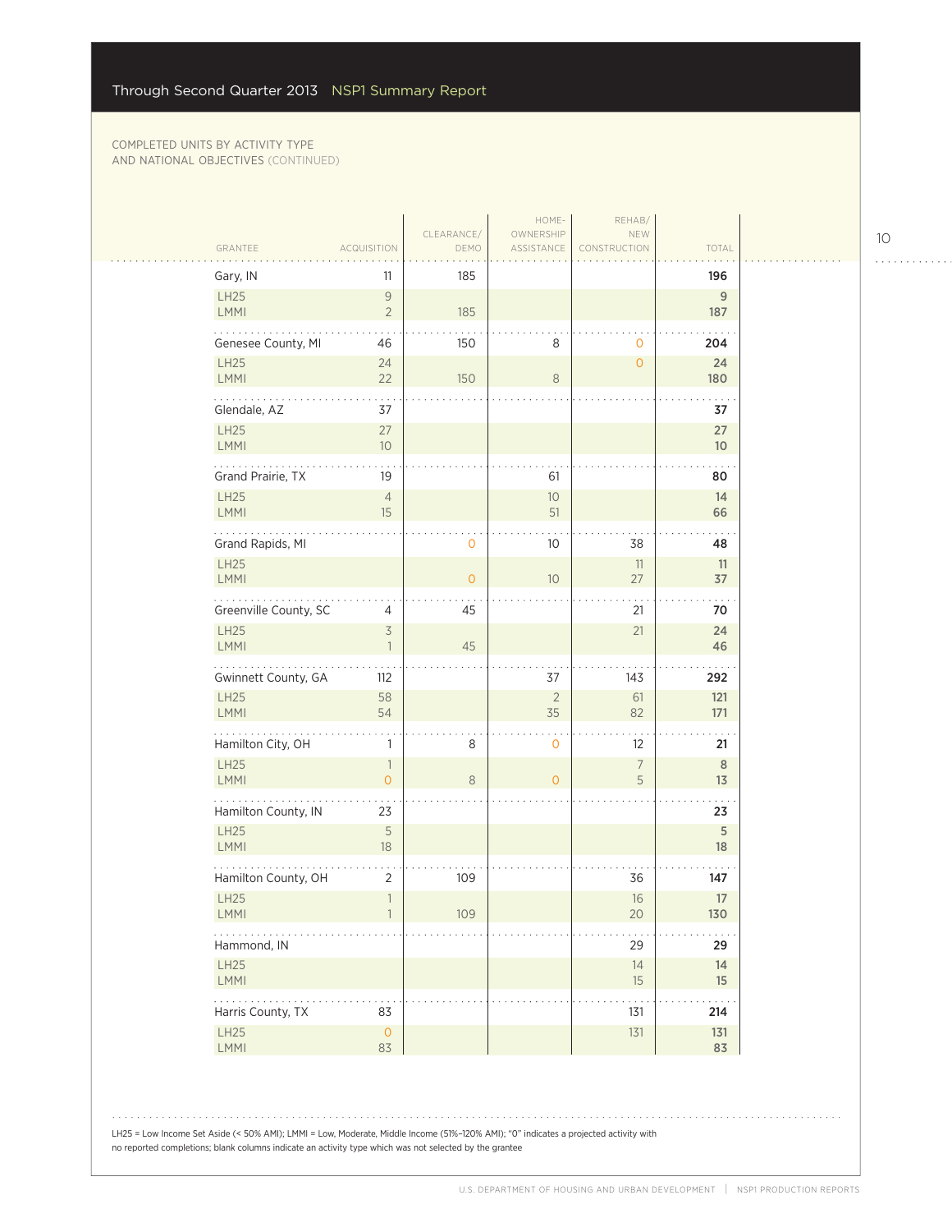COMPLETED UNITS BY ACTIVITY TYPE AND NATIONAL OBJECTIVES (CONTINUED)

| GRANTEE | ACQUISITION | CLEARANCE/ DEMO | HOME-OWNERSHIP ASSISTANCE | REHAB/ NEW CONSTRUCTION | TOTAL |
|---|---|---|---|---|---|
| Gary, IN | 11 | 185 | | | 196 |
| LH25 | 9 | | | | 9 |
| LMMI | 2 | 185 | | | 187 |
| Genesee County, MI | 46 | 150 | 8 | 0 | 204 |
| LH25 | 24 | | | 0 | 24 |
| LMMI | 22 | 150 | 8 | | 180 |
| Glendale, AZ | 37 | | | | 37 |
| LH25 | 27 | | | | 27 |
| LMMI | 10 | | | | 10 |
| Grand Prairie, TX | 19 | | 61 | | 80 |
| LH25 | 4 | | 10 | | 14 |
| LMMI | 15 | | 51 | | 66 |
| Grand Rapids, MI | | 0 | 10 | 38 | 48 |
| LH25 | | | | 11 | 11 |
| LMMI | | 0 | 10 | 27 | 37 |
| Greenville County, SC | 4 | 45 | | 21 | 70 |
| LH25 | 3 | | | 21 | 24 |
| LMMI | 1 | 45 | | | 46 |
| Gwinnett County, GA | 112 | | 37 | 143 | 292 |
| LH25 | 58 | | 2 | 61 | 121 |
| LMMI | 54 | | 35 | 82 | 171 |
| Hamilton City, OH | 1 | 8 | 0 | 12 | 21 |
| LH25 | 1 | | | 7 | 8 |
| LMMI | 0 | 8 | 0 | 5 | 13 |
| Hamilton County, IN | 23 | | | | 23 |
| LH25 | 5 | | | | 5 |
| LMMI | 18 | | | | 18 |
| Hamilton County, OH | 2 | 109 | | 36 | 147 |
| LH25 | 1 | | | 16 | 17 |
| LMMI | 1 | 109 | | 20 | 130 |
| Hammond, IN | | | | 29 | 29 |
| LH25 | | | | 14 | 14 |
| LMMI | | | | 15 | 15 |
| Harris County, TX | 83 | | | 131 | 214 |
| LH25 | 0 | | | 131 | 131 |
| LMMI | 83 | | | | 83 |

LH25 = Low Income Set Aside (< 50% AMI); LMMI = Low, Moderate, Middle Income (51%–120% AMI); "0" indicates a projected activity with no reported completions; blank columns indicate an activity type which was not selected by the grantee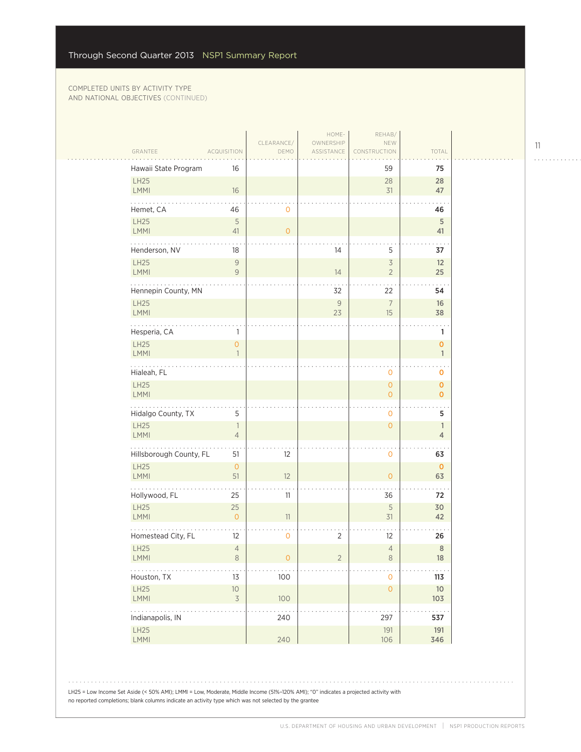COMPLETED UNITS BY ACTIVITY TYPE AND NATIONAL OBJECTIVES (CONTINUED)

| GRANTEE | ACQUISITION | CLEARANCE/ DEMO | HOME-OWNERSHIP ASSISTANCE | REHAB/ NEW CONSTRUCTION | TOTAL |
|---|---|---|---|---|---|
| Hawaii State Program | 16 | | | 59 | 75 |
| LH25 | | | | 28 | 28 |
| LMMI | 16 | | | 31 | 47 |
| Hemet, CA | 46 | 0 | | | 46 |
| LH25 | 5 | | | | 5 |
| LMMI | 41 | 0 | | | 41 |
| Henderson, NV | 18 | | 14 | 5 | 37 |
| LH25 | 9 | | | 3 | 12 |
| LMMI | 9 | | 14 | 2 | 25 |
| Hennepin County, MN | | | 32 | 22 | 54 |
| LH25 | | | 9 | 7 | 16 |
| LMMI | | | 23 | 15 | 38 |
| Hesperia, CA | 1 | | | | 1 |
| LH25 | 0 | | | | 0 |
| LMMI | 1 | | | | 1 |
| Hialeah, FL | | | | 0 | 0 |
| LH25 | | | | 0 | 0 |
| LMMI | | | | 0 | 0 |
| Hidalgo County, TX | 5 | | | 0 | 5 |
| LH25 | 1 | | | 0 | 1 |
| LMMI | 4 | | | | 4 |
| Hillsborough County, FL | 51 | 12 | | 0 | 63 |
| LH25 | 0 | | | | 0 |
| LMMI | 51 | 12 | | 0 | 63 |
| Hollywood, FL | 25 | 11 | | 36 | 72 |
| LH25 | 25 | | | 5 | 30 |
| LMMI | 0 | 11 | | 31 | 42 |
| Homestead City, FL | 12 | 0 | 2 | 12 | 26 |
| LH25 | 4 | | | 4 | 8 |
| LMMI | 8 | 0 | 2 | 8 | 18 |
| Houston, TX | 13 | 100 | | 0 | 113 |
| LH25 | 10 | | | 0 | 10 |
| LMMI | 3 | 100 | | | 103 |
| Indianapolis, IN | | 240 | | 297 | 537 |
| LH25 | | | | 191 | 191 |
| LMMI | | 240 | | 106 | 346 |

LH25 = Low Income Set Aside (< 50% AMI); LMMI = Low, Moderate, Middle Income (51%–120% AMI); "0" indicates a projected activity with no reported completions; blank columns indicate an activity type which was not selected by the grantee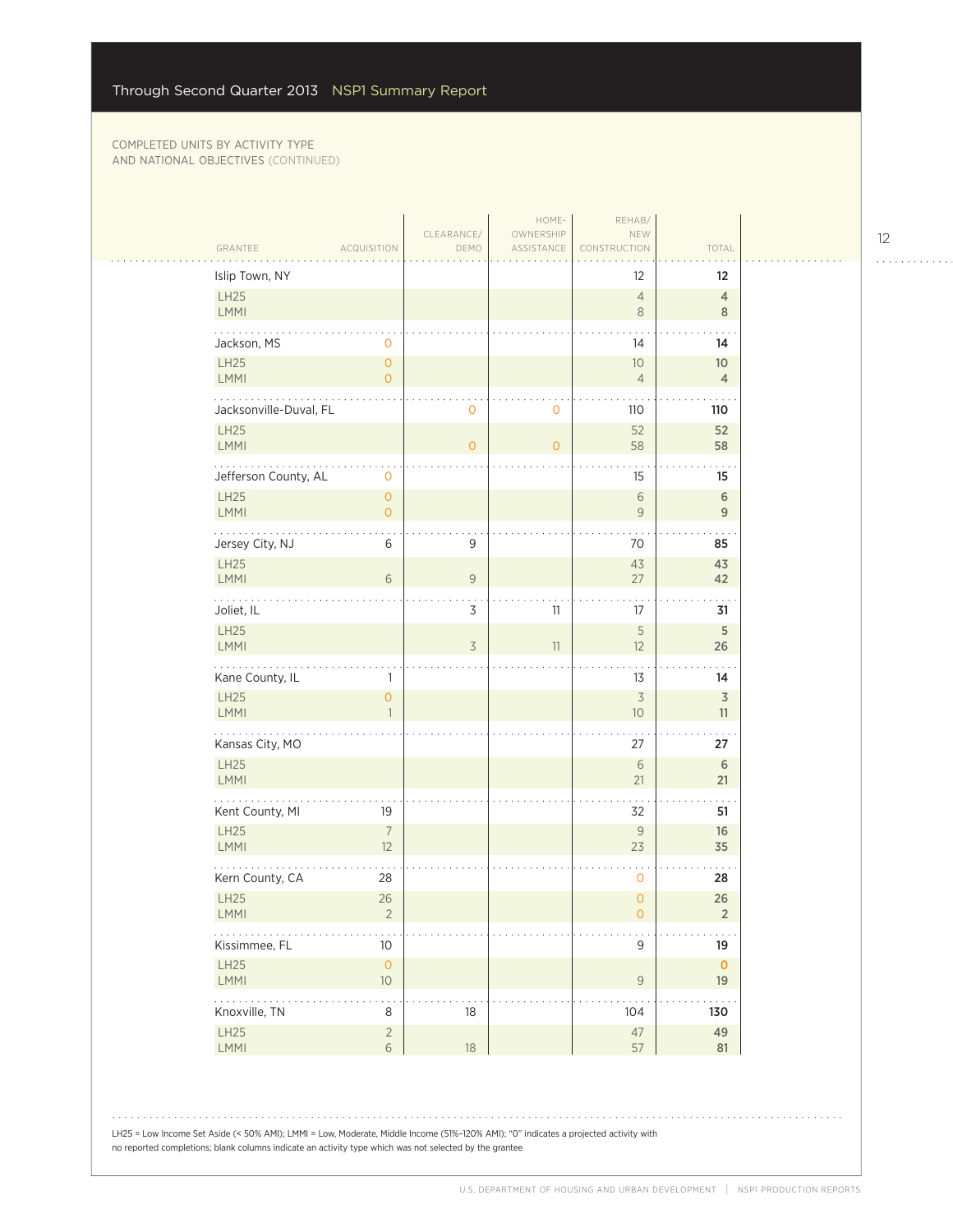COMPLETED UNITS BY ACTIVITY TYPE
AND NATIONAL OBJECTIVES (CONTINUED)

| GRANTEE | ACQUISITION | CLEARANCE/ DEMO | HOME-OWNERSHIP ASSISTANCE | REHAB/ NEW CONSTRUCTION | TOTAL |
|---|---|---|---|---|---|
| Islip Town, NY | | | | 12 | **12** |
| LH25 | | | | 4 | **4** |
| LMMI | | | | 8 | **8** |
| Jackson, MS | 0 | | | 14 | **14** |
| LH25 | 0 | | | 10 | **10** |
| LMMI | 0 | | | 4 | **4** |
| Jacksonville-Duval, FL | | 0 | 0 | 110 | **110** |
| LH25 | | | | 52 | **52** |
| LMMI | | 0 | 0 | 58 | **58** |
| Jefferson County, AL | 0 | | | 15 | **15** |
| LH25 | 0 | | | 6 | **6** |
| LMMI | 0 | | | 9 | **9** |
| Jersey City, NJ | 6 | 9 | | 70 | **85** |
| LH25 | | | | 43 | **43** |
| LMMI | 6 | 9 | | 27 | **42** |
| Joliet, IL | | 3 | 11 | 17 | **31** |
| LH25 | | | | 5 | **5** |
| LMMI | | 3 | 11 | 12 | **26** |
| Kane County, IL | 1 | | | 13 | **14** |
| LH25 | 0 | | | 3 | **3** |
| LMMI | 1 | | | 10 | **11** |
| Kansas City, MO | | | | 27 | **27** |
| LH25 | | | | 6 | **6** |
| LMMI | | | | 21 | **21** |
| Kent County, MI | 19 | | | 32 | **51** |
| LH25 | 7 | | | 9 | **16** |
| LMMI | 12 | | | 23 | **35** |
| Kern County, CA | 28 | | | 0 | **28** |
| LH25 | 26 | | | 0 | **26** |
| LMMI | 2 | | | 0 | **2** |
| Kissimmee, FL | 10 | | | 9 | **19** |
| LH25 | 0 | | | | **0** |
| LMMI | 10 | | | 9 | **19** |
| Knoxville, TN | 8 | 18 | | 104 | **130** |
| LH25 | 2 | | | 47 | **49** |
| LMMI | 6 | 18 | | 57 | **81** |

LH25 = Low Income Set Aside (< 50% AMI); LMMI = Low, Moderate, Middle Income (51%–120% AMI); "0" indicates a projected activity with no reported completions; blank columns indicate an activity type which was not selected by the grantee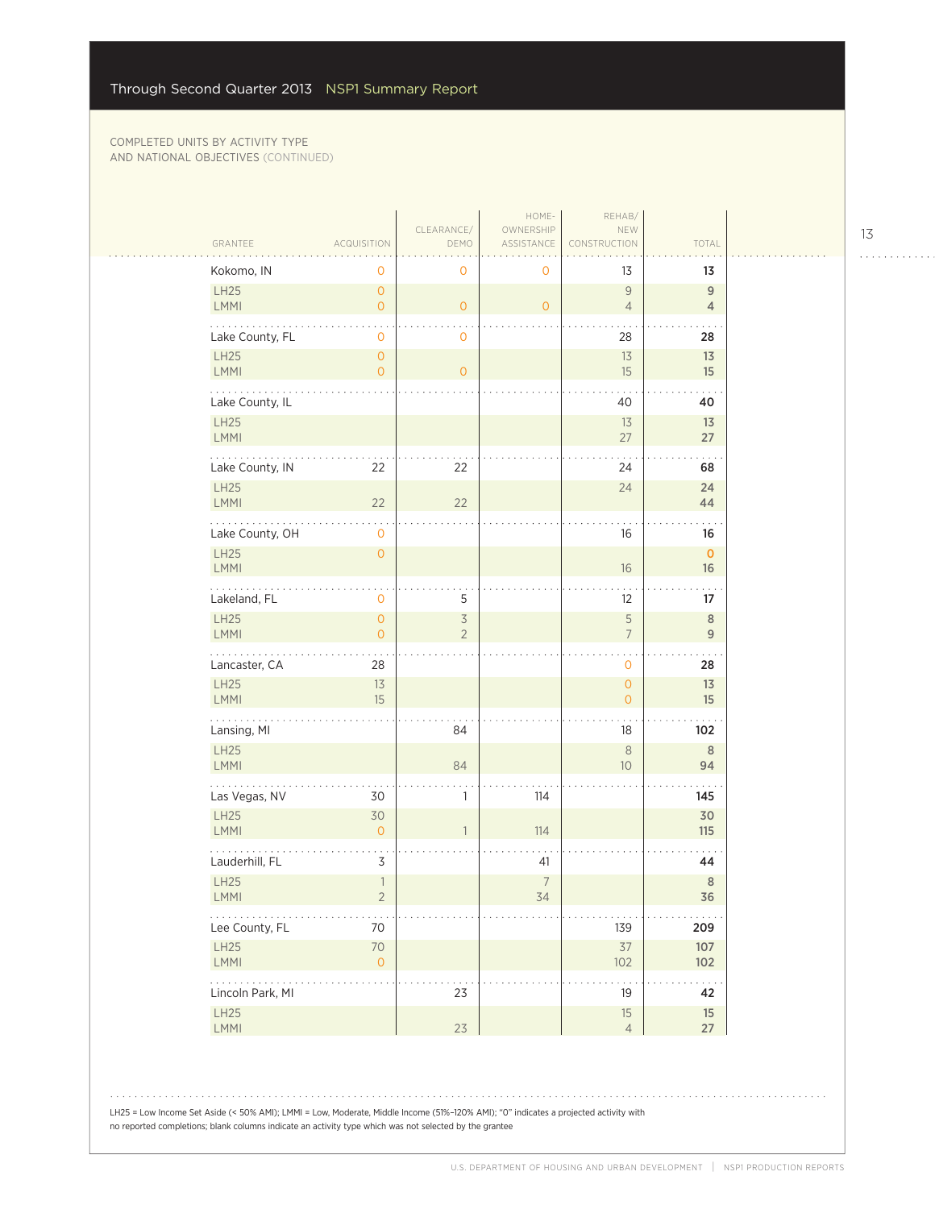Through Second Quarter 2013 NSP1 Summary Report

COMPLETED UNITS BY ACTIVITY TYPE AND NATIONAL OBJECTIVES (CONTINUED)

| GRANTEE | ACQUISITION | CLEARANCE/ DEMO | HOME-OWNERSHIP ASSISTANCE | REHAB/ NEW CONSTRUCTION | TOTAL |
|---|---|---|---|---|---|
| **Kokomo, IN** | 0 | 0 | 0 | 13 | **13** |
| LH25 | 0 | | | 9 | 9 |
| LMMI | 0 | 0 | 0 | 4 | 4 |
| **Lake County, FL** | 0 | 0 | | 28 | **28** |
| LH25 | 0 | | | 13 | 13 |
| LMMI | 0 | 0 | | 15 | 15 |
| **Lake County, IL** | | | | 40 | **40** |
| LH25 | | | | 13 | 13 |
| LMMI | | | | 27 | 27 |
| **Lake County, IN** | 22 | 22 | | 24 | **68** |
| LH25 | | | | 24 | 24 |
| LMMI | 22 | 22 | | | 44 |
| **Lake County, OH** | 0 | | | 16 | **16** |
| LH25 | 0 | | | | 0 |
| LMMI | | | | 16 | 16 |
| **Lakeland, FL** | 0 | 5 | | 12 | **17** |
| LH25 | 0 | 3 | | 5 | 8 |
| LMMI | 0 | 2 | | 7 | 9 |
| **Lancaster, CA** | 28 | | | 0 | **28** |
| LH25 | 13 | | | 0 | 13 |
| LMMI | 15 | | | 0 | 15 |
| **Lansing, MI** | | 84 | | 18 | **102** |
| LH25 | | | | 8 | 8 |
| LMMI | | 84 | | 10 | 94 |
| **Las Vegas, NV** | 30 | 1 | 114 | | **145** |
| LH25 | 30 | | | | 30 |
| LMMI | 0 | 1 | 114 | | 115 |
| **Lauderhill, FL** | 3 | | 41 | | **44** |
| LH25 | 1 | | 7 | | 8 |
| LMMI | 2 | | 34 | | 36 |
| **Lee County, FL** | 70 | | | 139 | **209** |
| LH25 | 70 | | | 37 | 107 |
| LMMI | 0 | | | 102 | 102 |
| **Lincoln Park, MI** | | 23 | | 19 | **42** |
| LH25 | | | | 15 | 15 |
| LMMI | | 23 | | 4 | 27 |

LH25 = Low Income Set Aside (< 50% AMI); LMMI = Low, Moderate, Middle Income (51%–120% AMI); "0" indicates a projected activity with no reported completions; blank columns indicate an activity type which was not selected by the grantee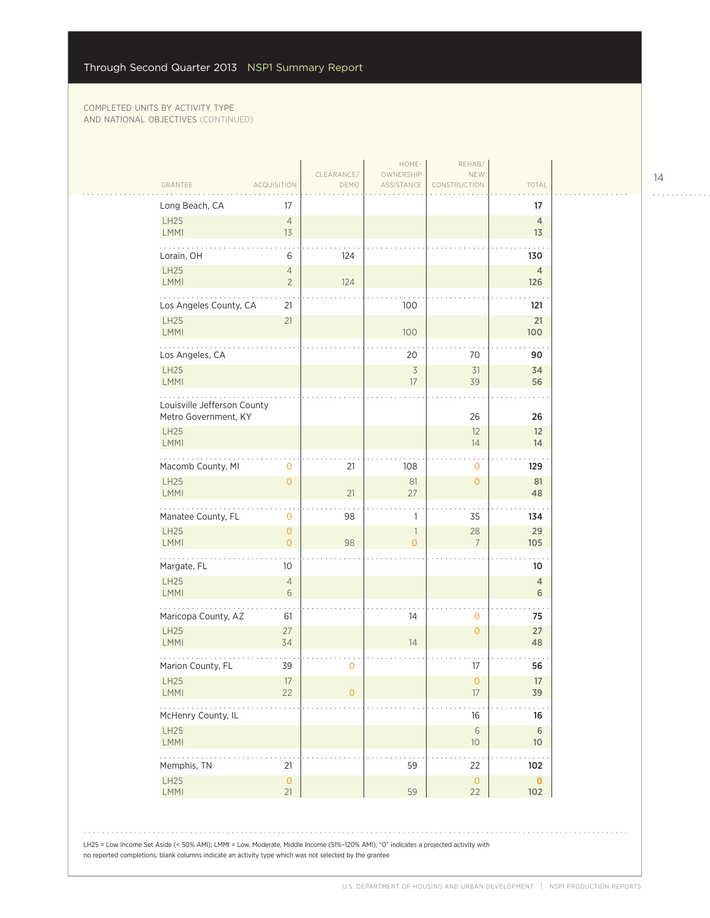COMPLETED UNITS BY ACTIVITY TYPE AND NATIONAL OBJECTIVES (CONTINUED)

| GRANTEE | ACQUISITION | CLEARANCE/DEMO | HOMEOWNERSHIP ASSISTANCE | REHAB/NEW CONSTRUCTION | TOTAL |
|---|---|---|---|---|---|
| Long Beach, CA | 17 | | | | 17 |
| LH25 | 4 | | | | 4 |
| LMMI | 13 | | | | 13 |
| Lorain, OH | 6 | 124 | | | 130 |
| LH25 | 4 | | | | 4 |
| LMMI | 2 | 124 | | | 126 |
| Los Angeles County, CA | 21 | | 100 | | 121 |
| LH25 | 21 | | | | 21 |
| LMMI | | | 100 | | 100 |
| Los Angeles, CA | | | 20 | 70 | 90 |
| LH25 | | | 3 | 31 | 34 |
| LMMI | | | 17 | 39 | 56 |
| Louisville Jefferson County Metro Government, KY | | | | 26 | 26 |
| LH25 | | | | 12 | 12 |
| LMMI | | | | 14 | 14 |
| Macomb County, MI | 0 | 21 | 108 | 0 | 129 |
| LH25 | 0 | | 81 | 0 | 81 |
| LMMI | | 21 | 27 | | 48 |
| Manatee County, FL | 0 | 98 | 1 | 35 | 134 |
| LH25 | 0 | | 1 | 28 | 29 |
| LMMI | 0 | 98 | 0 | 7 | 105 |
| Margate, FL | 10 | | | | 10 |
| LH25 | 4 | | | | 4 |
| LMMI | 6 | | | | 6 |
| Maricopa County, AZ | 61 | | 14 | 0 | 75 |
| LH25 | 27 | | | 0 | 27 |
| LMMI | 34 | | 14 | | 48 |
| Marion County, FL | 39 | 0 | | 17 | 56 |
| LH25 | 17 | | | 0 | 17 |
| LMMI | 22 | 0 | | 17 | 39 |
| McHenry County, IL | | | | 16 | 16 |
| LH25 | | | | 6 | 6 |
| LMMI | | | | 10 | 10 |
| Memphis, TN | 21 | | 59 | 22 | 102 |
| LH25 | 0 | | | 0 | 0 |
| LMMI | 21 | | 59 | 22 | 102 |

LH25 = Low Income Set Aside (< 50% AMI); LMMI = Low, Moderate, Middle Income (51%–120% AMI); "0" indicates a projected activity with no reported completions; blank columns indicate an activity type which was not selected by the grantee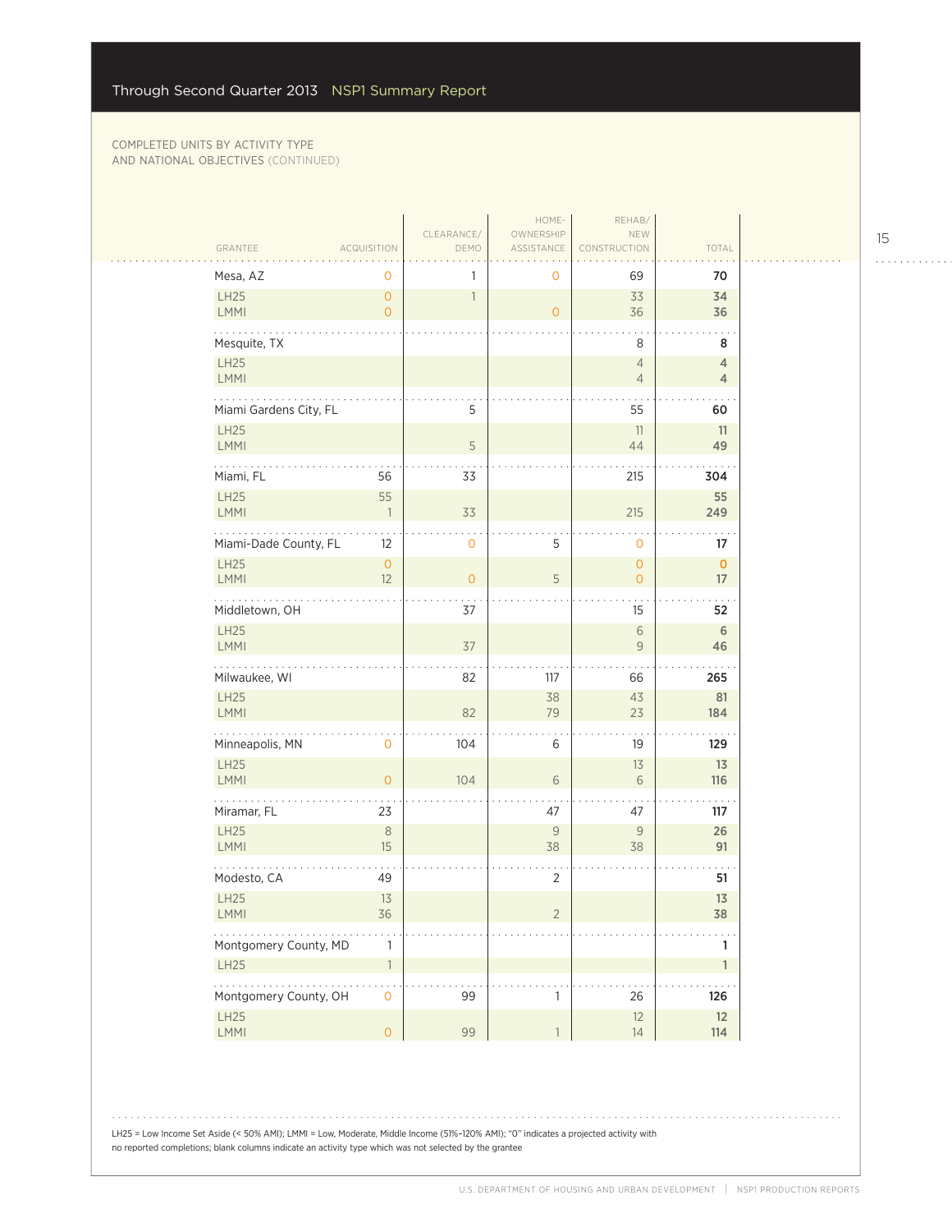COMPLETED UNITS BY ACTIVITY TYPE
AND NATIONAL OBJECTIVES (CONTINUED)

| GRANTEE | ACQUISITION | CLEARANCE/ DEMO | HOME-OWNERSHIP ASSISTANCE | REHAB/ NEW CONSTRUCTION | TOTAL |
|---|---|---|---|---|---|
| Mesa, AZ | 0 | 1 | 0 | 69 | 70 |
| LH25 | 0 | 1 | | 33 | 34 |
| LMMI | 0 | | 0 | 36 | 36 |
| Mesquite, TX | | | | 8 | 8 |
| LH25 | | | | 4 | 4 |
| LMMI | | | | 4 | 4 |
| Miami Gardens City, FL | | 5 | | 55 | 60 |
| LH25 | | | | 11 | 11 |
| LMMI | | 5 | | 44 | 49 |
| Miami, FL | 56 | 33 | | 215 | 304 |
| LH25 | 55 | | | | 55 |
| LMMI | 1 | 33 | | 215 | 249 |
| Miami-Dade County, FL | 12 | 0 | 5 | 0 | 17 |
| LH25 | 0 | | | 0 | 0 |
| LMMI | 12 | 0 | 5 | 0 | 17 |
| Middletown, OH | | 37 | | 15 | 52 |
| LH25 | | | | 6 | 6 |
| LMMI | | 37 | | 9 | 46 |
| Milwaukee, WI | | 82 | 117 | 66 | 265 |
| LH25 | | | 38 | 43 | 81 |
| LMMI | | 82 | 79 | 23 | 184 |
| Minneapolis, MN | 0 | 104 | 6 | 19 | 129 |
| LH25 | | | | 13 | 13 |
| LMMI | 0 | 104 | 6 | 6 | 116 |
| Miramar, FL | 23 | | 47 | 47 | 117 |
| LH25 | 8 | | 9 | 9 | 26 |
| LMMI | 15 | | 38 | 38 | 91 |
| Modesto, CA | 49 | | 2 | | 51 |
| LH25 | 13 | | | | 13 |
| LMMI | 36 | | 2 | | 38 |
| Montgomery County, MD | 1 | | | | 1 |
| LH25 | 1 | | | | 1 |
| Montgomery County, OH | 0 | 99 | 1 | 26 | 126 |
| LH25 | | | | 12 | 12 |
| LMMI | 0 | 99 | 1 | 14 | 114 |

LH25 = Low Income Set Aside (< 50% AMI); LMMI = Low, Moderate, Middle Income (51%–120% AMI); "0" indicates a projected activity with no reported completions; blank columns indicate an activity type which was not selected by the grantee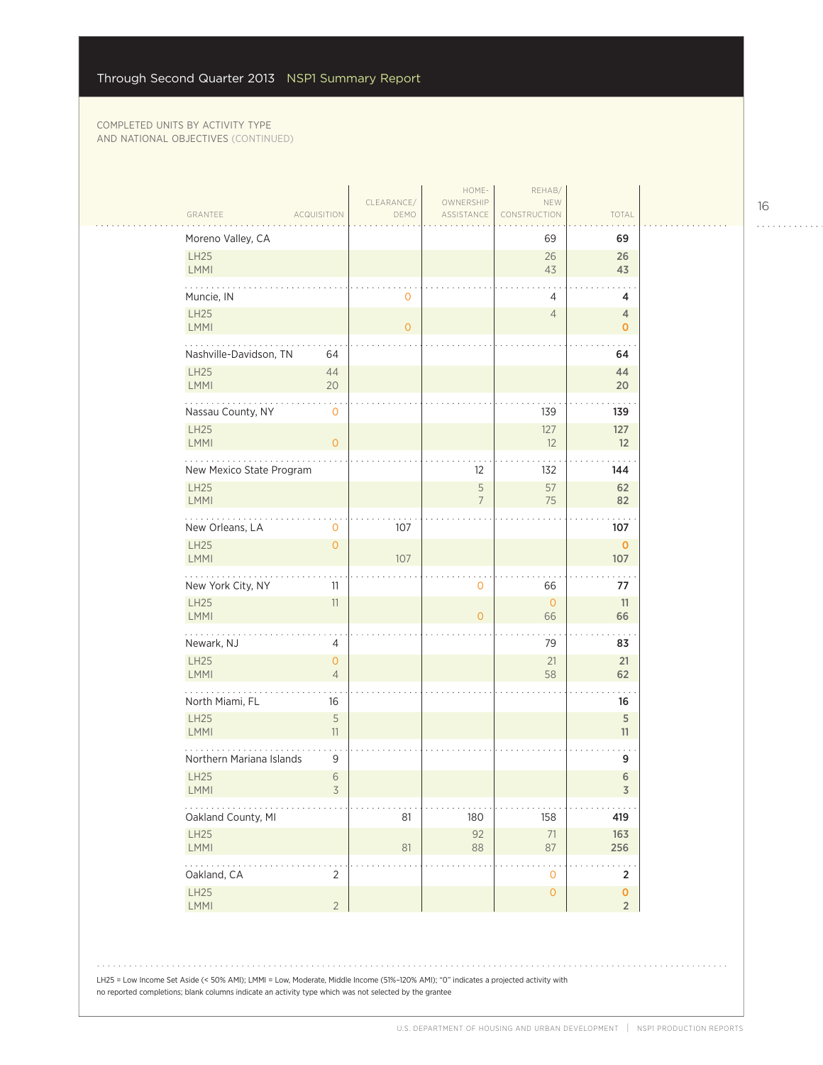Through Second Quarter 2013 NSP1 Summary Report

COMPLETED UNITS BY ACTIVITY TYPE AND NATIONAL OBJECTIVES (CONTINUED)

| GRANTEE | ACQUISITION | CLEARANCE/ DEMO | HOME-OWNERSHIP ASSISTANCE | REHAB/ NEW CONSTRUCTION | TOTAL |
|---|---|---|---|---|---|
| **Moreno Valley, CA** | | | | 69 | **69** |
| LH25 | | | | 26 | **26** |
| LMMI | | | | 43 | **43** |
| **Muncie, IN** | | 0 | | 4 | **4** |
| LH25 | | | | 4 | **4** |
| LMMI | | 0 | | | **0** |
| **Nashville-Davidson, TN** | 64 | | | | **64** |
| LH25 | 44 | | | | **44** |
| LMMI | 20 | | | | **20** |
| **Nassau County, NY** | 0 | | | 139 | **139** |
| LH25 | | | | 127 | **127** |
| LMMI | 0 | | | 12 | **12** |
| **New Mexico State Program** | | | 12 | 132 | **144** |
| LH25 | | | 5 | 57 | **62** |
| LMMI | | | 7 | 75 | **82** |
| **New Orleans, LA** | 0 | 107 | | | **107** |
| LH25 | 0 | | | | **0** |
| LMMI | | 107 | | | **107** |
| **New York City, NY** | 11 | | 0 | 66 | **77** |
| LH25 | 11 | | | 0 | **11** |
| LMMI | | | 0 | 66 | **66** |
| **Newark, NJ** | 4 | | | 79 | **83** |
| LH25 | 0 | | | 21 | **21** |
| LMMI | 4 | | | 58 | **62** |
| **North Miami, FL** | 16 | | | | **16** |
| LH25 | 5 | | | | **5** |
| LMMI | 11 | | | | **11** |
| **Northern Mariana Islands** | 9 | | | | **9** |
| LH25 | 6 | | | | **6** |
| LMMI | 3 | | | | **3** |
| **Oakland County, MI** | | 81 | 180 | 158 | **419** |
| LH25 | | | 92 | 71 | **163** |
| LMMI | | 81 | 88 | 87 | **256** |
| **Oakland, CA** | 2 | | | 0 | **2** |
| LH25 | | | | 0 | **0** |
| LMMI | 2 | | | | **2** |

LH25 = Low Income Set Aside (< 50% AMI); LMMI = Low, Moderate, Middle Income (51%–120% AMI); "0" indicates a projected activity with no reported completions; blank columns indicate an activity type which was not selected by the grantee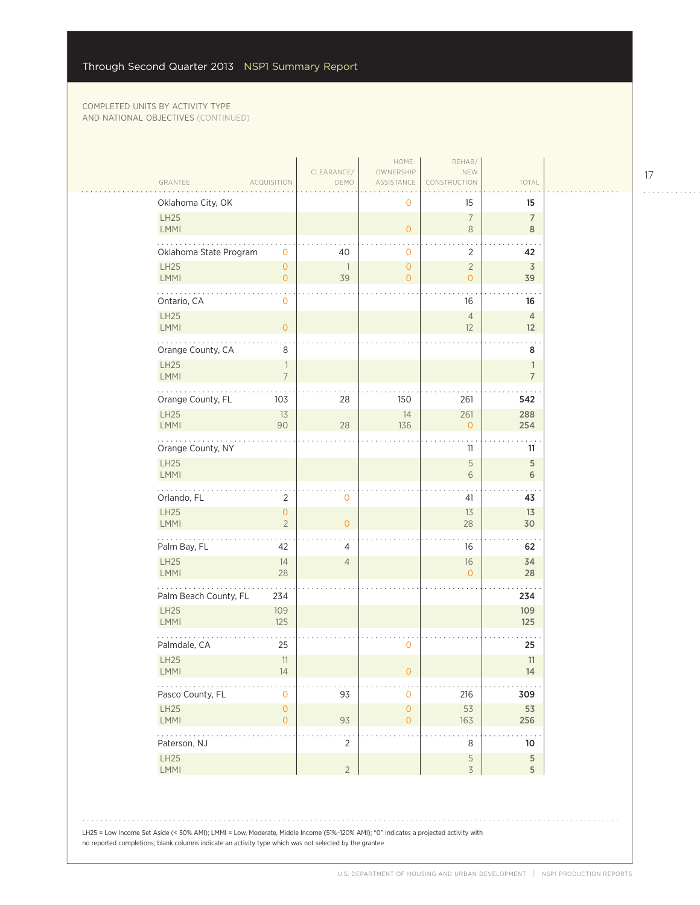COMPLETED UNITS BY ACTIVITY TYPE AND NATIONAL OBJECTIVES (CONTINUED)

| GRANTEE | ACQUISITION | CLEARANCE/ DEMO | HOME-OWNERSHIP ASSISTANCE | REHAB/ NEW CONSTRUCTION | TOTAL |
|---|---|---|---|---|---|
| Oklahoma City, OK | | | 0 | 15 | **15** |
| LH25 | | | | 7 | **7** |
| LMMI | | | 0 | 8 | **8** |
| Oklahoma State Program | 0 | 40 | 0 | 2 | **42** |
| LH25 | 0 | 1 | 0 | 2 | **3** |
| LMMI | 0 | 39 | 0 | 0 | **39** |
| Ontario, CA | 0 | | | 16 | **16** |
| LH25 | | | | 4 | **4** |
| LMMI | 0 | | | 12 | **12** |
| Orange County, CA | 8 | | | | **8** |
| LH25 | 1 | | | | **1** |
| LMMI | 7 | | | | **7** |
| Orange County, FL | 103 | 28 | 150 | 261 | **542** |
| LH25 | 13 | | 14 | 261 | **288** |
| LMMI | 90 | 28 | 136 | 0 | **254** |
| Orange County, NY | | | | 11 | **11** |
| LH25 | | | | 5 | **5** |
| LMMI | | | | 6 | **6** |
| Orlando, FL | 2 | 0 | | 41 | **43** |
| LH25 | 0 | | | 13 | **13** |
| LMMI | 2 | 0 | | 28 | **30** |
| Palm Bay, FL | 42 | 4 | | 16 | **62** |
| LH25 | 14 | 4 | | 16 | **34** |
| LMMI | 28 | | | 0 | **28** |
| Palm Beach County, FL | 234 | | | | **234** |
| LH25 | 109 | | | | **109** |
| LMMI | 125 | | | | **125** |
| Palmdale, CA | 25 | | 0 | | **25** |
| LH25 | 11 | | | | **11** |
| LMMI | 14 | | 0 | | **14** |
| Pasco County, FL | 0 | 93 | 0 | 216 | **309** |
| LH25 | 0 | | 0 | 53 | **53** |
| LMMI | 0 | 93 | 0 | 163 | **256** |
| Paterson, NJ | | 2 | | 8 | **10** |
| LH25 | | | | 5 | **5** |
| LMMI | | 2 | | 3 | **5** |

LH25 = Low Income Set Aside (< 50% AMI); LMMI = Low, Moderate, Middle Income (51%–120% AMI); "0" indicates a projected activity with no reported completions; blank columns indicate an activity type which was not selected by the grantee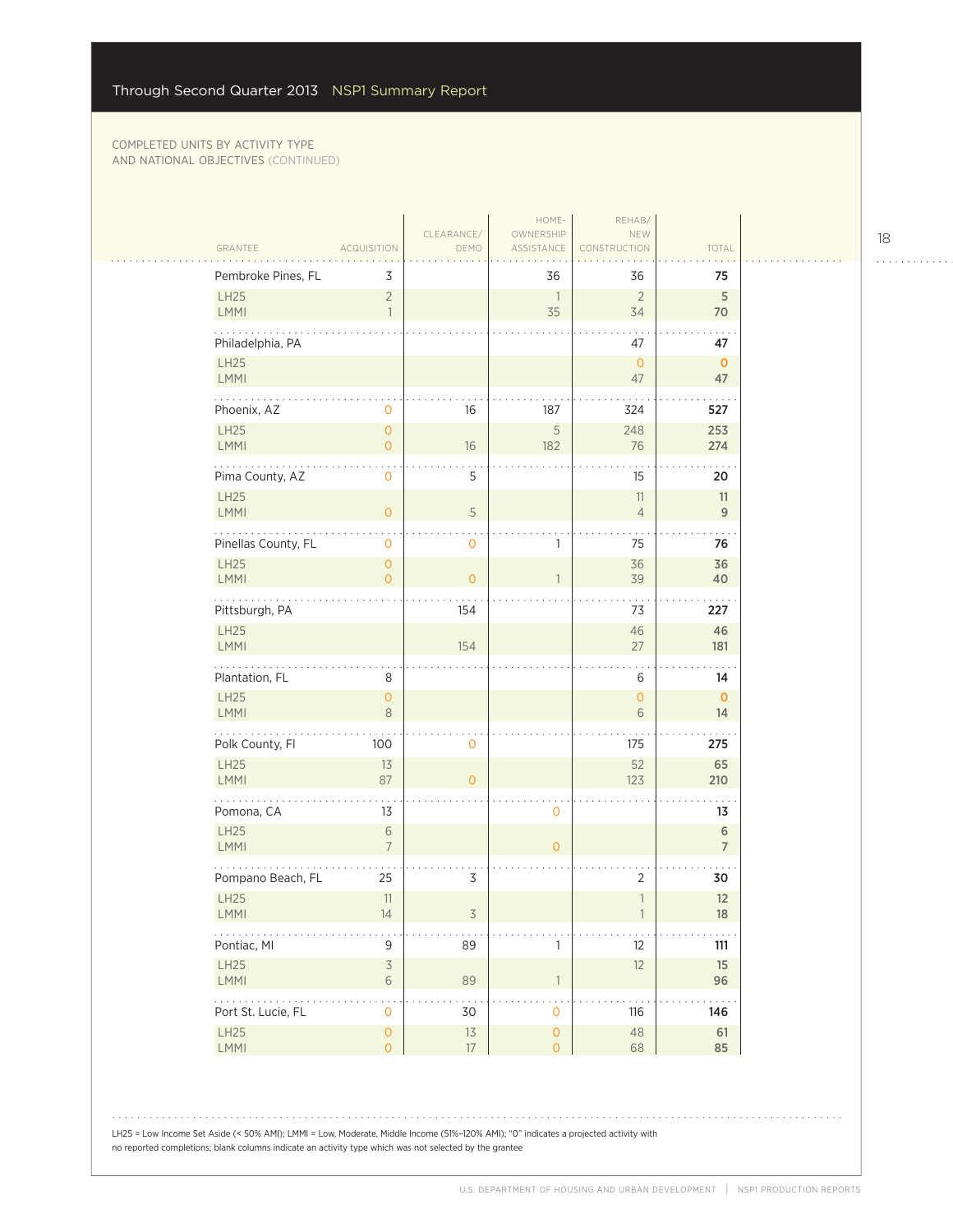COMPLETED UNITS BY ACTIVITY TYPE AND NATIONAL OBJECTIVES (CONTINUED)

| GRANTEE | ACQUISITION | CLEARANCE/ DEMO | HOME-OWNERSHIP ASSISTANCE | REHAB/ NEW CONSTRUCTION | TOTAL |
|---|---|---|---|---|---|
| Pembroke Pines, FL | 3 | | 36 | 36 | **75** |
| LH25 | 2 | | 1 | 2 | **5** |
| LMMI | 1 | | 35 | 34 | **70** |
| Philadelphia, PA | | | | 47 | **47** |
| LH25 | | | | 0 | **0** |
| LMMI | | | | 47 | **47** |
| Phoenix, AZ | 0 | 16 | 187 | 324 | **527** |
| LH25 | 0 | | 5 | 248 | **253** |
| LMMI | 0 | 16 | 182 | 76 | **274** |
| Pima County, AZ | 0 | 5 | | 15 | **20** |
| LH25 | | | | 11 | **11** |
| LMMI | 0 | 5 | | 4 | **9** |
| Pinellas County, FL | 0 | 0 | 1 | 75 | **76** |
| LH25 | 0 | | | 36 | **36** |
| LMMI | 0 | 0 | 1 | 39 | **40** |
| Pittsburgh, PA | | 154 | | 73 | **227** |
| LH25 | | | | 46 | **46** |
| LMMI | | 154 | | 27 | **181** |
| Plantation, FL | 8 | | | 6 | **14** |
| LH25 | 0 | | | 0 | **0** |
| LMMI | 8 | | | 6 | **14** |
| Polk County, Fl | 100 | 0 | | 175 | **275** |
| LH25 | 13 | | | 52 | **65** |
| LMMI | 87 | 0 | | 123 | **210** |
| Pomona, CA | 13 | | 0 | | **13** |
| LH25 | 6 | | | | **6** |
| LMMI | 7 | | 0 | | **7** |
| Pompano Beach, FL | 25 | 3 | | 2 | **30** |
| LH25 | 11 | | | 1 | **12** |
| LMMI | 14 | 3 | | 1 | **18** |
| Pontiac, MI | 9 | 89 | 1 | 12 | **111** |
| LH25 | 3 | | | 12 | **15** |
| LMMI | 6 | 89 | 1 | | **96** |
| Port St. Lucie, FL | 0 | 30 | 0 | 116 | **146** |
| LH25 | 0 | 13 | 0 | 48 | **61** |
| LMMI | 0 | 17 | 0 | 68 | **85** |

LH25 = Low Income Set Aside (< 50% AMI); LMMI = Low, Moderate, Middle Income (51%–120% AMI); "0" indicates a projected activity with no reported completions; blank columns indicate an activity type which was not selected by the grantee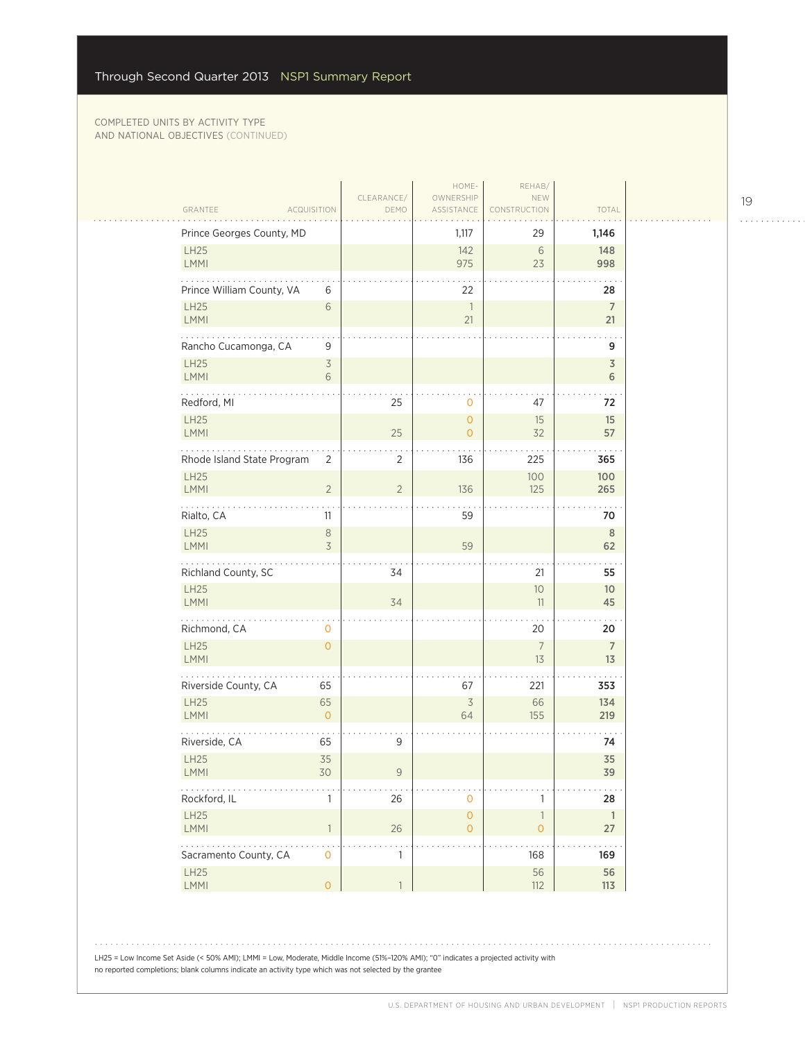COMPLETED UNITS BY ACTIVITY TYPE AND NATIONAL OBJECTIVES (CONTINUED)

| GRANTEE | ACQUISITION | CLEARANCE/ DEMO | HOME-OWNERSHIP ASSISTANCE | REHAB/ NEW CONSTRUCTION | TOTAL |
|---|---|---|---|---|---|
| **Prince Georges County, MD** | | | 1,117 | 29 | **1,146** |
| LH25 | | | 142 | 6 | **148** |
| LMMI | | | 975 | 23 | **998** |
| **Prince William County, VA** | 6 | | 22 | | **28** |
| LH25 | 6 | | 1 | | **7** |
| LMMI | | | 21 | | **21** |
| **Rancho Cucamonga, CA** | 9 | | | | **9** |
| LH25 | 3 | | | | **3** |
| LMMI | 6 | | | | **6** |
| **Redford, MI** | | 25 | 0 | 47 | **72** |
| LH25 | | | 0 | 15 | **15** |
| LMMI | | 25 | 0 | 32 | **57** |
| **Rhode Island State Program** | 2 | 2 | 136 | 225 | **365** |
| LH25 | | | | 100 | **100** |
| LMMI | 2 | 2 | 136 | 125 | **265** |
| **Rialto, CA** | 11 | | 59 | | **70** |
| LH25 | 8 | | | | **8** |
| LMMI | 3 | | 59 | | **62** |
| **Richland County, SC** | | 34 | | 21 | **55** |
| LH25 | | | | 10 | **10** |
| LMMI | | 34 | | 11 | **45** |
| **Richmond, CA** | 0 | | | 20 | **20** |
| LH25 | 0 | | | 7 | **7** |
| LMMI | | | | 13 | **13** |
| **Riverside County, CA** | 65 | | 67 | 221 | **353** |
| LH25 | 65 | | 3 | 66 | **134** |
| LMMI | 0 | | 64 | 155 | **219** |
| **Riverside, CA** | 65 | 9 | | | **74** |
| LH25 | 35 | | | | **35** |
| LMMI | 30 | 9 | | | **39** |
| **Rockford, IL** | 1 | 26 | 0 | 1 | **28** |
| LH25 | | | 0 | 1 | **1** |
| LMMI | 1 | 26 | 0 | 0 | **27** |
| **Sacramento County, CA** | 0 | 1 | | 168 | **169** |
| LH25 | | | | 56 | **56** |
| LMMI | 0 | 1 | | 112 | **113** |

LH25 = Low Income Set Aside (< 50% AMI); LMMI = Low, Moderate, Middle Income (51%–120% AMI); "0" indicates a projected activity with no reported completions; blank columns indicate an activity type which was not selected by the grantee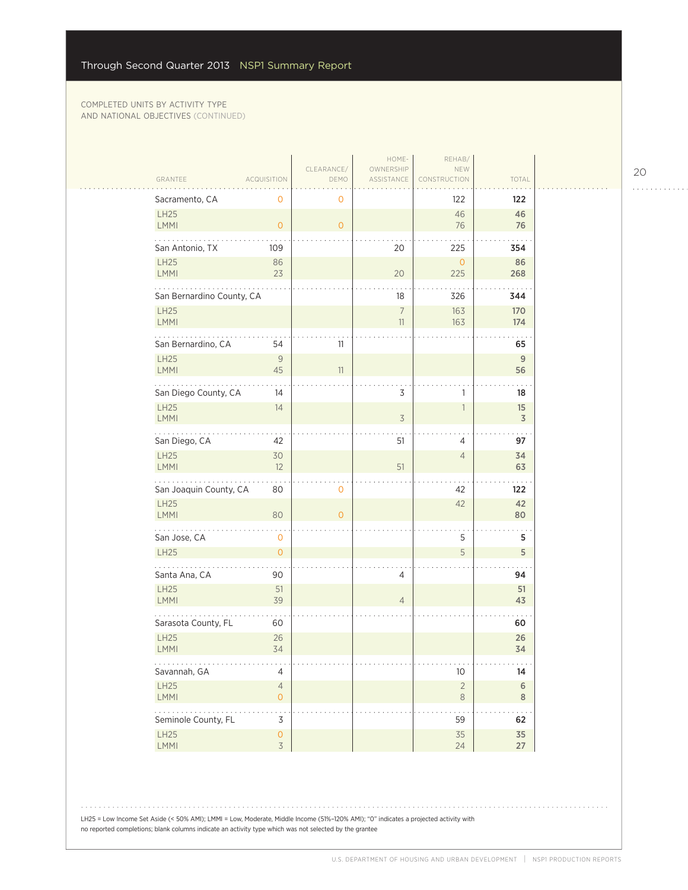COMPLETED UNITS BY ACTIVITY TYPE AND NATIONAL OBJECTIVES (CONTINUED)

| GRANTEE | ACQUISITION | CLEARANCE/ DEMO | HOME-OWNERSHIP ASSISTANCE | REHAB/ NEW CONSTRUCTION | TOTAL |
|---|---|---|---|---|---|
| Sacramento, CA | 0 | 0 | | 122 | **122** |
| LH25 | | | | 46 | **46** |
| LMMI | 0 | 0 | | 76 | **76** |
| San Antonio, TX | 109 | | 20 | 225 | **354** |
| LH25 | 86 | | | 0 | **86** |
| LMMI | 23 | | 20 | 225 | **268** |
| San Bernardino County, CA | | | 18 | 326 | **344** |
| LH25 | | | 7 | 163 | **170** |
| LMMI | | | 11 | 163 | **174** |
| San Bernardino, CA | 54 | 11 | | | **65** |
| LH25 | 9 | | | | **9** |
| LMMI | 45 | 11 | | | **56** |
| San Diego County, CA | 14 | | 3 | 1 | **18** |
| LH25 | 14 | | | 1 | **15** |
| LMMI | | | 3 | | **3** |
| San Diego, CA | 42 | | 51 | 4 | **97** |
| LH25 | 30 | | | 4 | **34** |
| LMMI | 12 | | 51 | | **63** |
| San Joaquin County, CA | 80 | 0 | | 42 | **122** |
| LH25 | | | | 42 | **42** |
| LMMI | 80 | 0 | | | **80** |
| San Jose, CA | 0 | | | 5 | **5** |
| LH25 | 0 | | | 5 | **5** |
| Santa Ana, CA | 90 | | 4 | | **94** |
| LH25 | 51 | | | | **51** |
| LMMI | 39 | | 4 | | **43** |
| Sarasota County, FL | 60 | | | | **60** |
| LH25 | 26 | | | | **26** |
| LMMI | 34 | | | | **34** |
| Savannah, GA | 4 | | | 10 | **14** |
| LH25 | 4 | | | 2 | **6** |
| LMMI | 0 | | | 8 | **8** |
| Seminole County, FL | 3 | | | 59 | **62** |
| LH25 | 0 | | | 35 | **35** |
| LMMI | 3 | | | 24 | **27** |

LH25 = Low Income Set Aside (< 50% AMI); LMMI = Low, Moderate, Middle Income (51%–120% AMI); "0" indicates a projected activity with no reported completions; blank columns indicate an activity type which was not selected by the grantee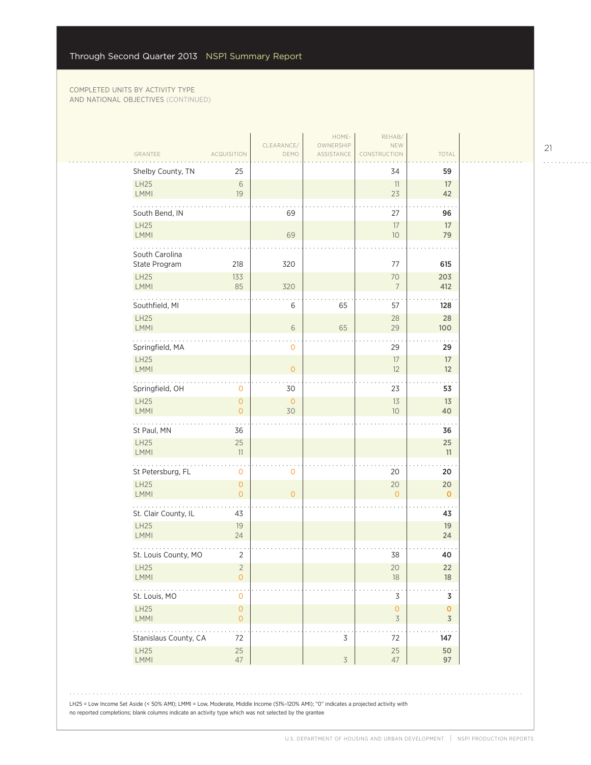COMPLETED UNITS BY ACTIVITY TYPE AND NATIONAL OBJECTIVES (CONTINUED)

| GRANTEE | ACQUISITION | CLEARANCE/ DEMO | HOME-OWNERSHIP ASSISTANCE | REHAB/ NEW CONSTRUCTION | TOTAL |
|---|---|---|---|---|---|
| **Shelby County, TN** | 25 | | | 34 | **59** |
| LH25 | 6 | | | 11 | **17** |
| LMMI | 19 | | | 23 | **42** |
| **South Bend, IN** | | 69 | | 27 | **96** |
| LH25 | | | | 17 | **17** |
| LMMI | | 69 | | 10 | **79** |
| **South Carolina State Program** | 218 | 320 | | 77 | **615** |
| LH25 | 133 | | | 70 | **203** |
| LMMI | 85 | 320 | | 7 | **412** |
| **Southfield, MI** | | 6 | 65 | 57 | **128** |
| LH25 | | | | 28 | **28** |
| LMMI | | 6 | 65 | 29 | **100** |
| **Springfield, MA** | | 0 | | 29 | **29** |
| LH25 | | | | 17 | **17** |
| LMMI | | 0 | | 12 | **12** |
| **Springfield, OH** | 0 | 30 | | 23 | **53** |
| LH25 | 0 | 0 | | 13 | **13** |
| LMMI | 0 | 30 | | 10 | **40** |
| **St Paul, MN** | 36 | | | | **36** |
| LH25 | 25 | | | | **25** |
| LMMI | 11 | | | | **11** |
| **St Petersburg, FL** | 0 | 0 | | 20 | **20** |
| LH25 | 0 | | | 20 | **20** |
| LMMI | 0 | 0 | | 0 | **0** |
| **St. Clair County, IL** | 43 | | | | **43** |
| LH25 | 19 | | | | **19** |
| LMMI | 24 | | | | **24** |
| **St. Louis County, MO** | 2 | | | 38 | **40** |
| LH25 | 2 | | | 20 | **22** |
| LMMI | 0 | | | 18 | **18** |
| **St. Louis, MO** | 0 | | | 3 | **3** |
| LH25 | 0 | | | 0 | **0** |
| LMMI | 0 | | | 3 | **3** |
| **Stanislaus County, CA** | 72 | | 3 | 72 | **147** |
| LH25 | 25 | | | 25 | **50** |
| LMMI | 47 | | 3 | 47 | **97** |

LH25 = Low Income Set Aside (< 50% AMI); LMMI = Low, Moderate, Middle Income (51%–120% AMI); "0" indicates a projected activity with no reported completions; blank columns indicate an activity type which was not selected by the grantee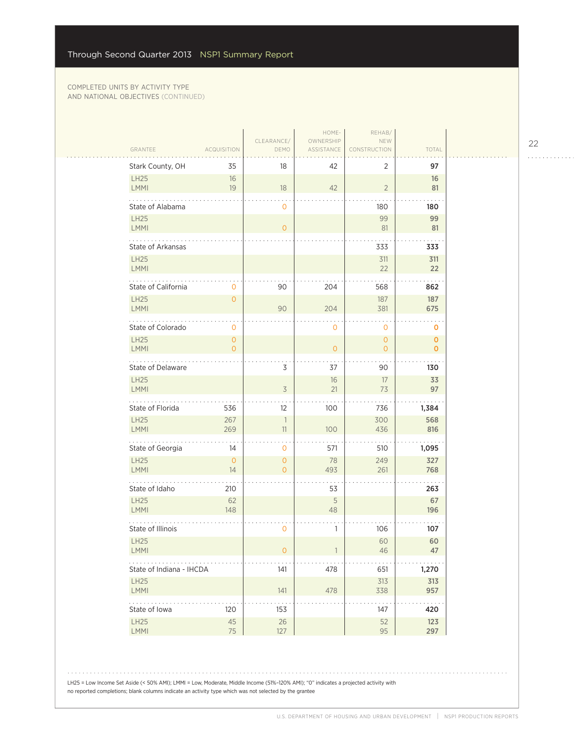COMPLETED UNITS BY ACTIVITY TYPE AND NATIONAL OBJECTIVES (CONTINUED)

| GRANTEE | ACQUISITION | CLEARANCE/ DEMO | HOME-OWNERSHIP ASSISTANCE | REHAB/ NEW CONSTRUCTION | TOTAL |
|---|---|---|---|---|---|
| Stark County, OH | 35 | 18 | 42 | 2 | **97** |
| LH25 | 16 | | | | **16** |
| LMMI | 19 | 18 | 42 | 2 | **81** |
| State of Alabama | | 0 | | 180 | **180** |
| LH25 | | | | 99 | **99** |
| LMMI | | 0 | | 81 | **81** |
| State of Arkansas | | | | 333 | **333** |
| LH25 | | | | 311 | **311** |
| LMMI | | | | 22 | **22** |
| State of California | 0 | 90 | 204 | 568 | **862** |
| LH25 | 0 | | | 187 | **187** |
| LMMI | | 90 | 204 | 381 | **675** |
| State of Colorado | 0 | | 0 | 0 | **0** |
| LH25 | 0 | | | 0 | **0** |
| LMMI | 0 | | 0 | 0 | **0** |
| State of Delaware | | 3 | 37 | 90 | **130** |
| LH25 | | | 16 | 17 | **33** |
| LMMI | | 3 | 21 | 73 | **97** |
| State of Florida | 536 | 12 | 100 | 736 | **1,384** |
| LH25 | 267 | 1 | | 300 | **568** |
| LMMI | 269 | 11 | 100 | 436 | **816** |
| State of Georgia | 14 | 0 | 571 | 510 | **1,095** |
| LH25 | 0 | 0 | 78 | 249 | **327** |
| LMMI | 14 | 0 | 493 | 261 | **768** |
| State of Idaho | 210 | | 53 | | **263** |
| LH25 | 62 | | 5 | | **67** |
| LMMI | 148 | | 48 | | **196** |
| State of Illinois | | 0 | 1 | 106 | **107** |
| LH25 | | | | 60 | **60** |
| LMMI | | 0 | 1 | 46 | **47** |
| State of Indiana - IHCDA | | 141 | 478 | 651 | **1,270** |
| LH25 | | | | 313 | **313** |
| LMMI | | 141 | 478 | 338 | **957** |
| State of Iowa | 120 | 153 | | 147 | **420** |
| LH25 | 45 | 26 | | 52 | **123** |
| LMMI | 75 | 127 | | 95 | **297** |

LH25 = Low Income Set Aside (< 50% AMI); LMMI = Low, Moderate, Middle Income (51%–120% AMI); "0" indicates a projected activity with no reported completions; blank columns indicate an activity type which was not selected by the grantee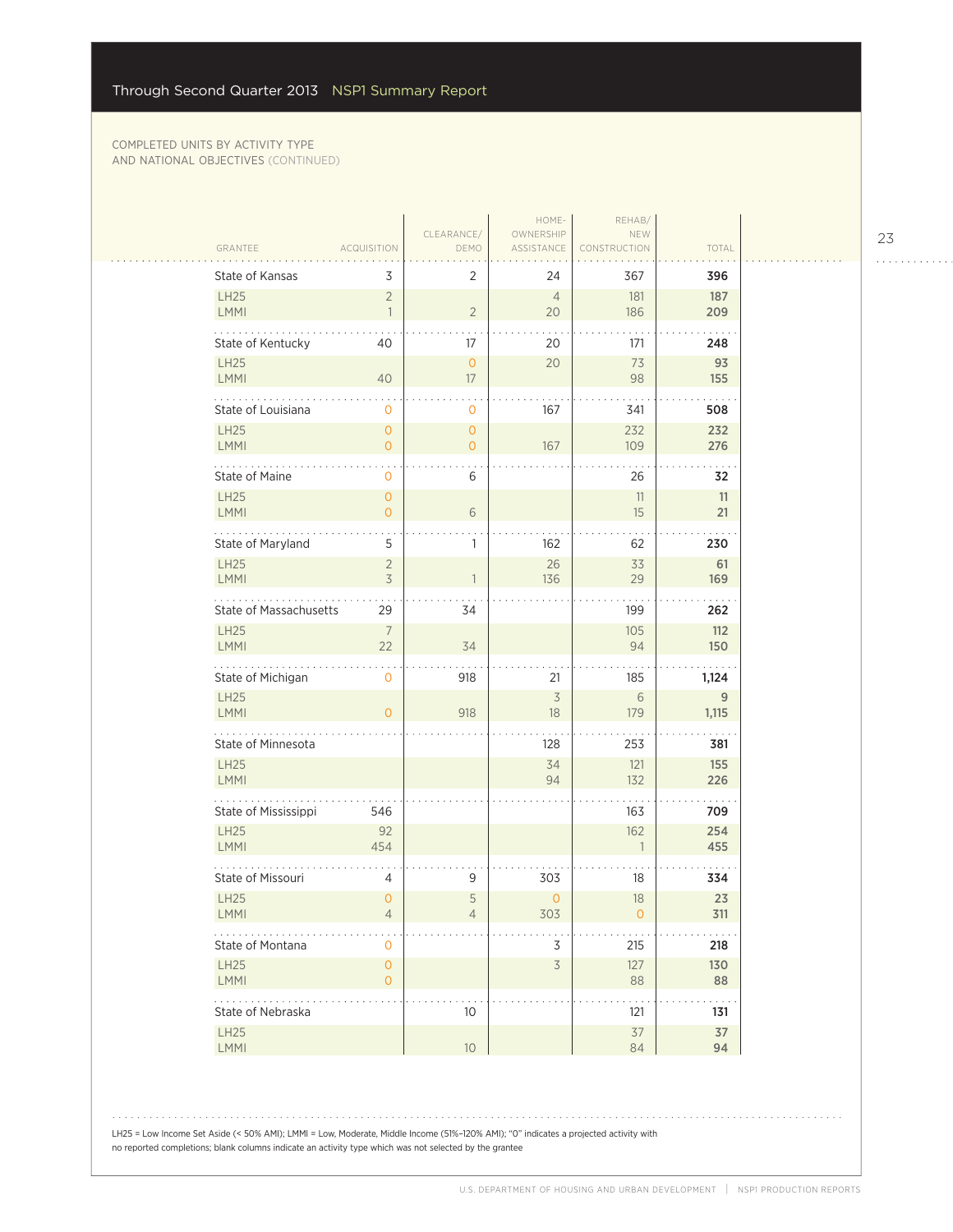COMPLETED UNITS BY ACTIVITY TYPE AND NATIONAL OBJECTIVES (CONTINUED)

| GRANTEE | ACQUISITION | CLEARANCE/ DEMO | HOME-OWNERSHIP ASSISTANCE | REHAB/ NEW CONSTRUCTION | TOTAL |
|---|---|---|---|---|---|
| **State of Kansas** | 3 | 2 | 24 | 367 | **396** |
| LH25 | 2 | | 4 | 181 | **187** |
| LMMI | 1 | 2 | 20 | 186 | **209** |
| **State of Kentucky** | 40 | 17 | 20 | 171 | **248** |
| LH25 | | 0 | 20 | 73 | **93** |
| LMMI | 40 | 17 | | 98 | **155** |
| **State of Louisiana** | 0 | 0 | 167 | 341 | **508** |
| LH25 | 0 | 0 | | 232 | **232** |
| LMMI | 0 | 0 | 167 | 109 | **276** |
| **State of Maine** | 0 | 6 | | 26 | **32** |
| LH25 | 0 | | | 11 | **11** |
| LMMI | 0 | 6 | | 15 | **21** |
| **State of Maryland** | 5 | 1 | 162 | 62 | **230** |
| LH25 | 2 | | 26 | 33 | **61** |
| LMMI | 3 | 1 | 136 | 29 | **169** |
| **State of Massachusetts** | 29 | 34 | | 199 | **262** |
| LH25 | 7 | | | 105 | **112** |
| LMMI | 22 | 34 | | 94 | **150** |
| **State of Michigan** | 0 | 918 | 21 | 185 | **1,124** |
| LH25 | | | 3 | 6 | **9** |
| LMMI | 0 | 918 | 18 | 179 | **1,115** |
| **State of Minnesota** | | | 128 | 253 | **381** |
| LH25 | | | 34 | 121 | **155** |
| LMMI | | | 94 | 132 | **226** |
| **State of Mississippi** | 546 | | | 163 | **709** |
| LH25 | 92 | | | 162 | **254** |
| LMMI | 454 | | | 1 | **455** |
| **State of Missouri** | 4 | 9 | 303 | 18 | **334** |
| LH25 | 0 | 5 | 0 | 18 | **23** |
| LMMI | 4 | 4 | 303 | 0 | **311** |
| **State of Montana** | 0 | | 3 | 215 | **218** |
| LH25 | 0 | | 3 | 127 | **130** |
| LMMI | 0 | | | 88 | **88** |
| **State of Nebraska** | | 10 | | 121 | **131** |
| LH25 | | | | 37 | **37** |
| LMMI | | 10 | | 84 | **94** |

LH25 = Low Income Set Aside (< 50% AMI); LMMI = Low, Moderate, Middle Income (51%–120% AMI); "0" indicates a projected activity with no reported completions; blank columns indicate an activity type which was not selected by the grantee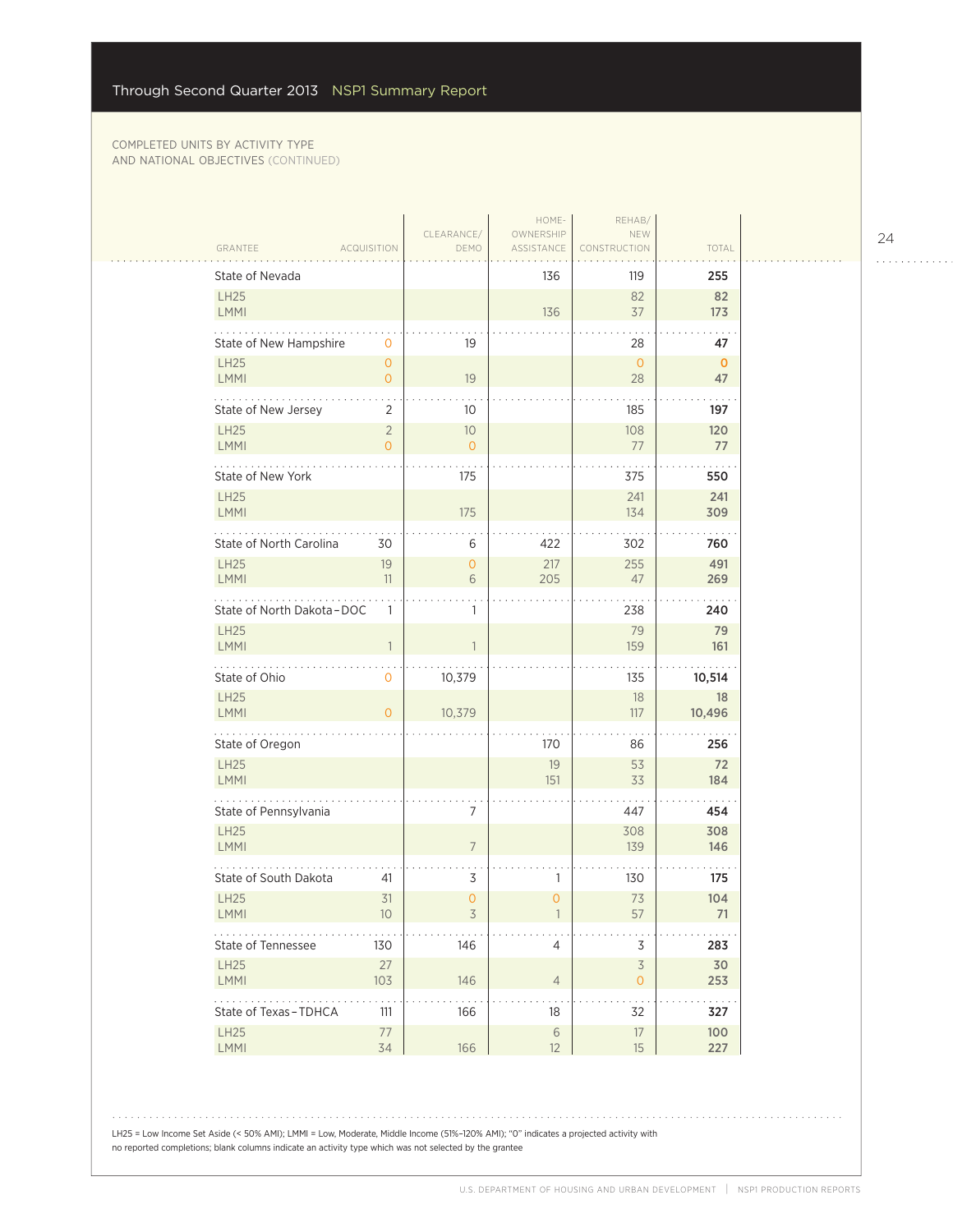COMPLETED UNITS BY ACTIVITY TYPE AND NATIONAL OBJECTIVES (CONTINUED)

| GRANTEE | ACQUISITION | CLEARANCE/ DEMO | HOME-OWNERSHIP ASSISTANCE | REHAB/ NEW CONSTRUCTION | TOTAL |
|---|---|---|---|---|---|
| State of Nevada | | | 136 | 119 | **255** |
| LH25 | | | | 82 | **82** |
| LMMI | | | 136 | 37 | **173** |
| State of New Hampshire | 0 | 19 | | 28 | **47** |
| LH25 | 0 | | | 0 | **0** |
| LMMI | 0 | 19 | | 28 | **47** |
| State of New Jersey | 2 | 10 | | 185 | **197** |
| LH25 | 2 | 10 | | 108 | **120** |
| LMMI | 0 | 0 | | 77 | **77** |
| State of New York | | 175 | | 375 | **550** |
| LH25 | | | | 241 | **241** |
| LMMI | | 175 | | 134 | **309** |
| State of North Carolina | 30 | 6 | 422 | 302 | **760** |
| LH25 | 19 | 0 | 217 | 255 | **491** |
| LMMI | 11 | 6 | 205 | 47 | **269** |
| State of North Dakota – DOC | 1 | 1 | | 238 | **240** |
| LH25 | | | | 79 | **79** |
| LMMI | 1 | 1 | | 159 | **161** |
| State of Ohio | 0 | 10,379 | | 135 | **10,514** |
| LH25 | | | | 18 | **18** |
| LMMI | 0 | 10,379 | | 117 | **10,496** |
| State of Oregon | | | 170 | 86 | **256** |
| LH25 | | | 19 | 53 | **72** |
| LMMI | | | 151 | 33 | **184** |
| State of Pennsylvania | | 7 | | 447 | **454** |
| LH25 | | | | 308 | **308** |
| LMMI | | 7 | | 139 | **146** |
| State of South Dakota | 41 | 3 | 1 | 130 | **175** |
| LH25 | 31 | 0 | 0 | 73 | **104** |
| LMMI | 10 | 3 | 1 | 57 | **71** |
| State of Tennessee | 130 | 146 | 4 | 3 | **283** |
| LH25 | 27 | | | 3 | **30** |
| LMMI | 103 | 146 | 4 | 0 | **253** |
| State of Texas – TDHCA | 111 | 166 | 18 | 32 | **327** |
| LH25 | 77 | | 6 | 17 | **100** |
| LMMI | 34 | 166 | 12 | 15 | **227** |

LH25 = Low Income Set Aside (< 50% AMI); LMMI = Low, Moderate, Middle Income (51%–120% AMI); "0" indicates a projected activity with no reported completions; blank columns indicate an activity type which was not selected by the grantee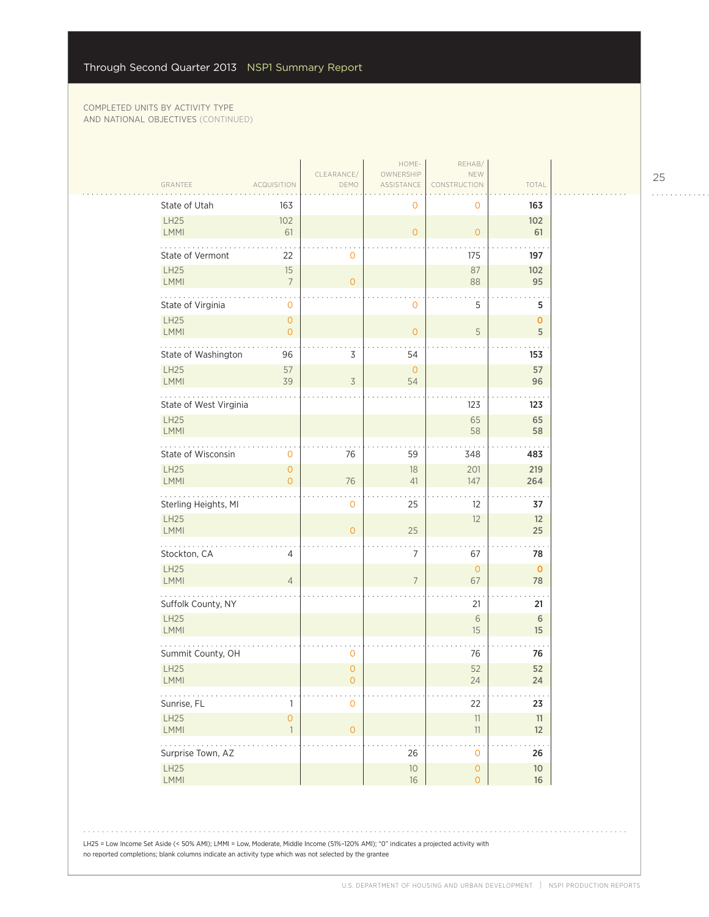Through Second Quarter 2013 NSP1 Summary Report

COMPLETED UNITS BY ACTIVITY TYPE AND NATIONAL OBJECTIVES (CONTINUED)

| GRANTEE | ACQUISITION | CLEARANCE/ DEMO | HOME-OWNERSHIP ASSISTANCE | REHAB/ NEW CONSTRUCTION | TOTAL |
|---|---|---|---|---|---|
| State of Utah | 163 | | 0 | 0 | 163 |
| LH25 | 102 | | | | 102 |
| LMMI | 61 | | 0 | 0 | 61 |
| State of Vermont | 22 | 0 | | 175 | 197 |
| LH25 | 15 | | | 87 | 102 |
| LMMI | 7 | 0 | | 88 | 95 |
| State of Virginia | 0 | | 0 | 5 | 5 |
| LH25 | 0 | | | | 0 |
| LMMI | 0 | | 0 | 5 | 5 |
| State of Washington | 96 | 3 | 54 | | 153 |
| LH25 | 57 | | 0 | | 57 |
| LMMI | 39 | 3 | 54 | | 96 |
| State of West Virginia | | | | 123 | 123 |
| LH25 | | | | 65 | 65 |
| LMMI | | | | 58 | 58 |
| State of Wisconsin | 0 | 76 | 59 | 348 | 483 |
| LH25 | 0 | | 18 | 201 | 219 |
| LMMI | 0 | 76 | 41 | 147 | 264 |
| Sterling Heights, MI | | 0 | 25 | 12 | 37 |
| LH25 | | | | 12 | 12 |
| LMMI | | 0 | 25 | | 25 |
| Stockton, CA | 4 | | 7 | 67 | 78 |
| LH25 | | | | 0 | 0 |
| LMMI | 4 | | 7 | 67 | 78 |
| Suffolk County, NY | | | | 21 | 21 |
| LH25 | | | | 6 | 6 |
| LMMI | | | | 15 | 15 |
| Summit County, OH | | 0 | | 76 | 76 |
| LH25 | | 0 | | 52 | 52 |
| LMMI | | 0 | | 24 | 24 |
| Sunrise, FL | 1 | 0 | | 22 | 23 |
| LH25 | 0 | | | 11 | 11 |
| LMMI | 1 | 0 | | 11 | 12 |
| Surprise Town, AZ | | | 26 | 0 | 26 |
| LH25 | | | 10 | 0 | 10 |
| LMMI | | | 16 | 0 | 16 |

LH25 = Low Income Set Aside (< 50% AMI); LMMI = Low, Moderate, Middle Income (51%–120% AMI); "0" indicates a projected activity with no reported completions; blank columns indicate an activity type which was not selected by the grantee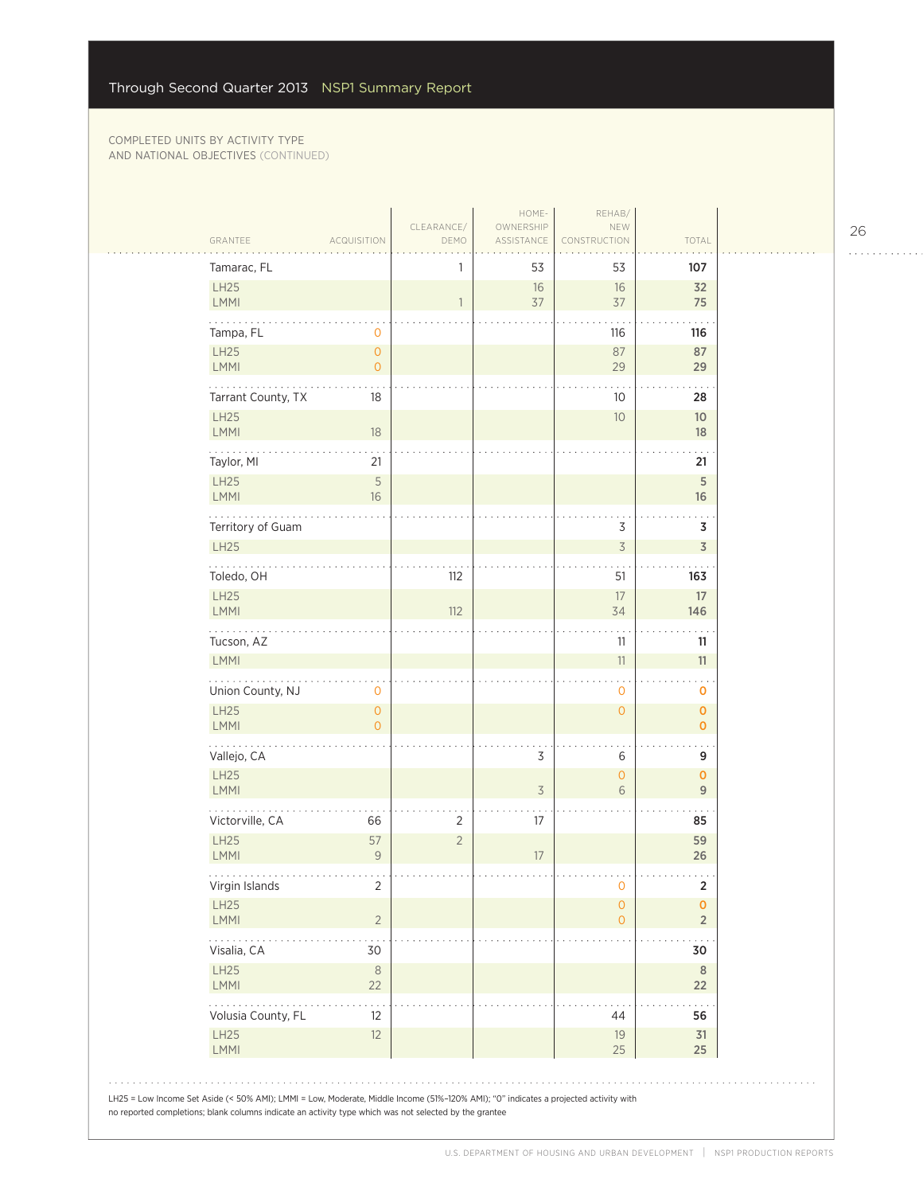COMPLETED UNITS BY ACTIVITY TYPE AND NATIONAL OBJECTIVES (CONTINUED)

| GRANTEE | ACQUISITION | CLEARANCE/ DEMO | HOME-OWNERSHIP ASSISTANCE | REHAB/ NEW CONSTRUCTION | TOTAL |
|---|---|---|---|---|---|
| Tamarac, FL | | 1 | 53 | 53 | **107** |
| LH25 | | | 16 | 16 | **32** |
| LMMI | | 1 | 37 | 37 | **75** |
| Tampa, FL | 0 | | | 116 | **116** |
| LH25 | 0 | | | 87 | **87** |
| LMMI | 0 | | | 29 | **29** |
| Tarrant County, TX | 18 | | | 10 | **28** |
| LH25 | | | | 10 | **10** |
| LMMI | 18 | | | | **18** |
| Taylor, MI | 21 | | | | **21** |
| LH25 | 5 | | | | **5** |
| LMMI | 16 | | | | **16** |
| Territory of Guam | | | | 3 | **3** |
| LH25 | | | | 3 | **3** |
| Toledo, OH | | 112 | | 51 | **163** |
| LH25 | | | | 17 | **17** |
| LMMI | | 112 | | 34 | **146** |
| Tucson, AZ | | | | 11 | **11** |
| LMMI | | | | 11 | **11** |
| Union County, NJ | 0 | | | 0 | **0** |
| LH25 | 0 | | | 0 | **0** |
| LMMI | 0 | | | | **0** |
| Vallejo, CA | | | 3 | 6 | **9** |
| LH25 | | | | 0 | **0** |
| LMMI | | | 3 | 6 | **9** |
| Victorville, CA | 66 | 2 | 17 | | **85** |
| LH25 | 57 | 2 | | | **59** |
| LMMI | 9 | | 17 | | **26** |
| Virgin Islands | 2 | | | 0 | **2** |
| LH25 | | | | 0 | **0** |
| LMMI | 2 | | | 0 | **2** |
| Visalia, CA | 30 | | | | **30** |
| LH25 | 8 | | | | **8** |
| LMMI | 22 | | | | **22** |
| Volusia County, FL | 12 | | | 44 | **56** |
| LH25 | 12 | | | 19 | **31** |
| LMMI | | | | 25 | **25** |

LH25 = Low Income Set Aside (< 50% AMI); LMMI = Low, Moderate, Middle Income (51%–120% AMI); "0" indicates a projected activity with no reported completions; blank columns indicate an activity type which was not selected by the grantee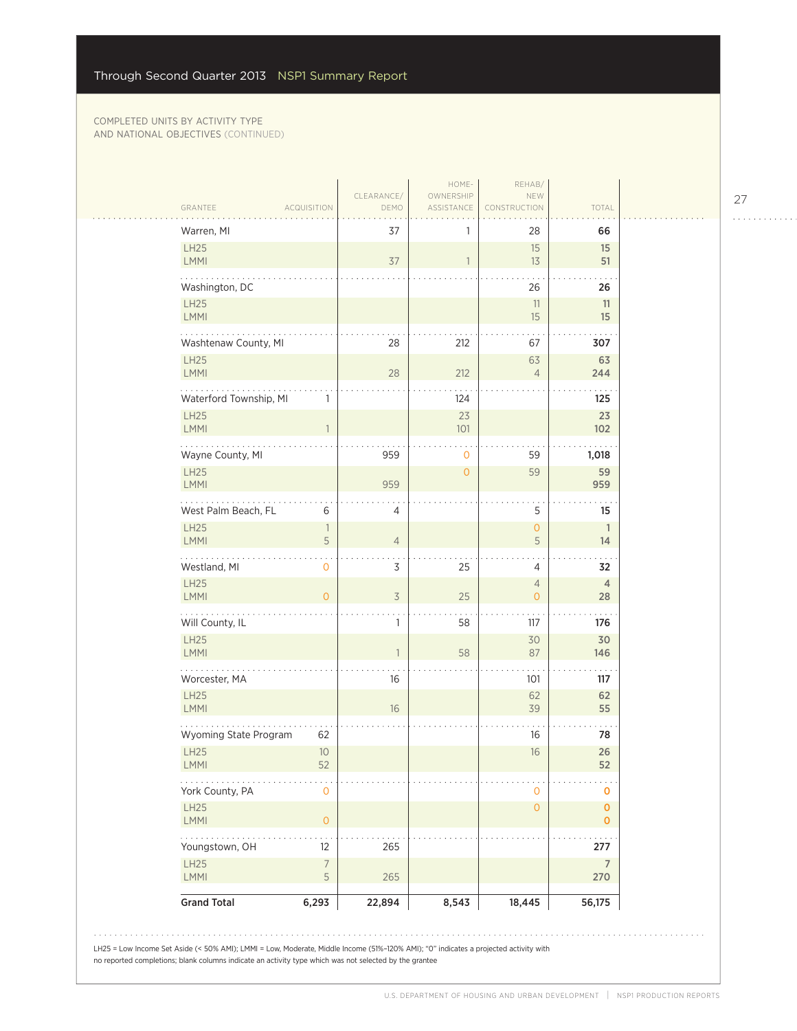COMPLETED UNITS BY ACTIVITY TYPE AND NATIONAL OBJECTIVES (CONTINUED)

| GRANTEE | ACQUISITION | CLEARANCE/ DEMO | HOME-OWNERSHIP ASSISTANCE | REHAB/ NEW CONSTRUCTION | TOTAL |
|---|---|---|---|---|---|
| Warren, MI | | 37 | 1 | 28 | **66** |
| LH25 | | | | 15 | **15** |
| LMMI | | 37 | 1 | 13 | **51** |
| Washington, DC | | | | 26 | **26** |
| LH25 | | | | 11 | **11** |
| LMMI | | | | 15 | **15** |
| Washtenaw County, MI | | 28 | 212 | 67 | **307** |
| LH25 | | | | 63 | **63** |
| LMMI | | 28 | 212 | 4 | **244** |
| Waterford Township, MI | 1 | | 124 | | **125** |
| LH25 | | | 23 | | **23** |
| LMMI | 1 | | 101 | | **102** |
| Wayne County, MI | | 959 | 0 | 59 | **1,018** |
| LH25 | | | 0 | 59 | **59** |
| LMMI | | 959 | | | **959** |
| West Palm Beach, FL | 6 | 4 | | 5 | **15** |
| LH25 | 1 | | | 0 | **1** |
| LMMI | 5 | 4 | | 5 | **14** |
| Westland, MI | 0 | 3 | 25 | 4 | **32** |
| LH25 | | | | 4 | **4** |
| LMMI | 0 | 3 | 25 | 0 | **28** |
| Will County, IL | | 1 | 58 | 117 | **176** |
| LH25 | | | | 30 | **30** |
| LMMI | | 1 | 58 | 87 | **146** |
| Worcester, MA | | 16 | | 101 | **117** |
| LH25 | | | | 62 | **62** |
| LMMI | | 16 | | 39 | **55** |
| Wyoming State Program | 62 | | | 16 | **78** |
| LH25 | 10 | | | 16 | **26** |
| LMMI | 52 | | | | **52** |
| York County, PA | 0 | | | 0 | **0** |
| LH25 | | | | 0 | **0** |
| LMMI | 0 | | | | **0** |
| Youngstown, OH | 12 | 265 | | | **277** |
| LH25 | 7 | | | | **7** |
| LMMI | 5 | 265 | | | **270** |
| **Grand Total** | **6,293** | **22,894** | **8,543** | **18,445** | **56,175** |

LH25 = Low Income Set Aside (< 50% AMI); LMMI = Low, Moderate, Middle Income (51%–120% AMI); "0" indicates a projected activity with no reported completions; blank columns indicate an activity type which was not selected by the grantee